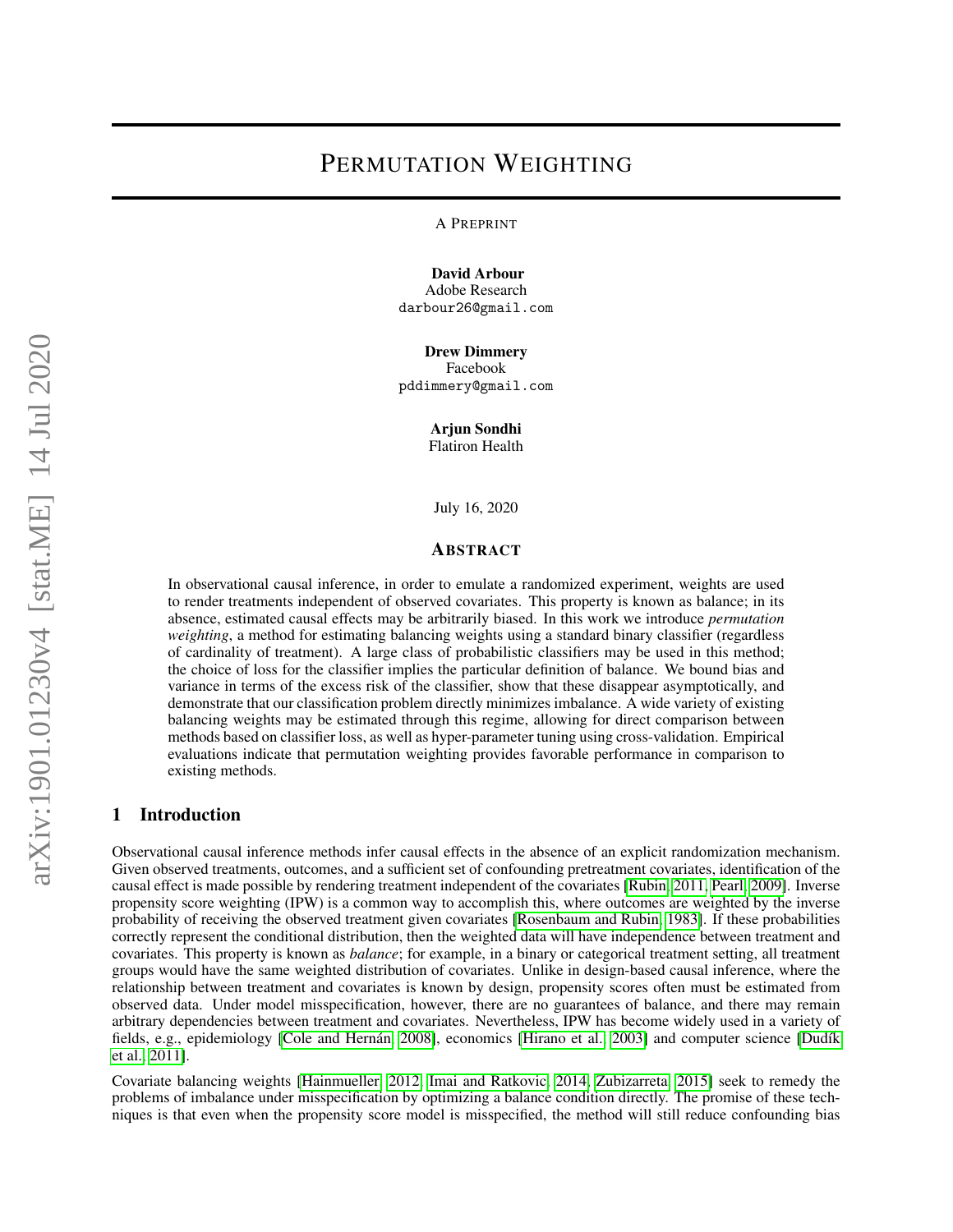# PERMUTATION WEIGHTING

A PREPRINT

**David Arbour**
Adobe Research
darbour26@gmail.com

**Drew Dimmery**
Facebook
pddimmery@gmail.com

**Arjun Sondhi**
Flatiron Health

July 16, 2020

## ABSTRACT

In observational causal inference, in order to emulate a randomized experiment, weights are used to render treatments independent of observed covariates. This property is known as balance; in its absence, estimated causal effects may be arbitrarily biased. In this work we introduce *permutation weighting*, a method for estimating balancing weights using a standard binary classifier (regardless of cardinality of treatment). A large class of probabilistic classifiers may be used in this method; the choice of loss for the classifier implies the particular definition of balance. We bound bias and variance in terms of the excess risk of the classifier, show that these disappear asymptotically, and demonstrate that our classification problem directly minimizes imbalance. A wide variety of existing balancing weights may be estimated through this regime, allowing for direct comparison between methods based on classifier loss, as well as hyper-parameter tuning using cross-validation. Empirical evaluations indicate that permutation weighting provides favorable performance in comparison to existing methods.

## 1 Introduction

Observational causal inference methods infer causal effects in the absence of an explicit randomization mechanism. Given observed treatments, outcomes, and a sufficient set of confounding pretreatment covariates, identification of the causal effect is made possible by rendering treatment independent of the covariates [Rubin, 2011, Pearl, 2009]. Inverse propensity score weighting (IPW) is a common way to accomplish this, where outcomes are weighted by the inverse probability of receiving the observed treatment given covariates [Rosenbaum and Rubin, 1983]. If these probabilities correctly represent the conditional distribution, then the weighted data will have independence between treatment and covariates. This property is known as *balance*; for example, in a binary or categorical treatment setting, all treatment groups would have the same weighted distribution of covariates. Unlike in design-based causal inference, where the relationship between treatment and covariates is known by design, propensity scores often must be estimated from observed data. Under model misspecification, however, there are no guarantees of balance, and there may remain arbitrary dependencies between treatment and covariates. Nevertheless, IPW has become widely used in a variety of fields, e.g., epidemiology [Cole and Hernán, 2008], economics [Hirano et al., 2003] and computer science [Dudík et al., 2011].

Covariate balancing weights [Hainmueller, 2012, Imai and Ratkovic, 2014, Zubizarreta, 2015] seek to remedy the problems of imbalance under misspecification by optimizing a balance condition directly. The promise of these techniques is that even when the propensity score model is misspecified, the method will still reduce confounding bias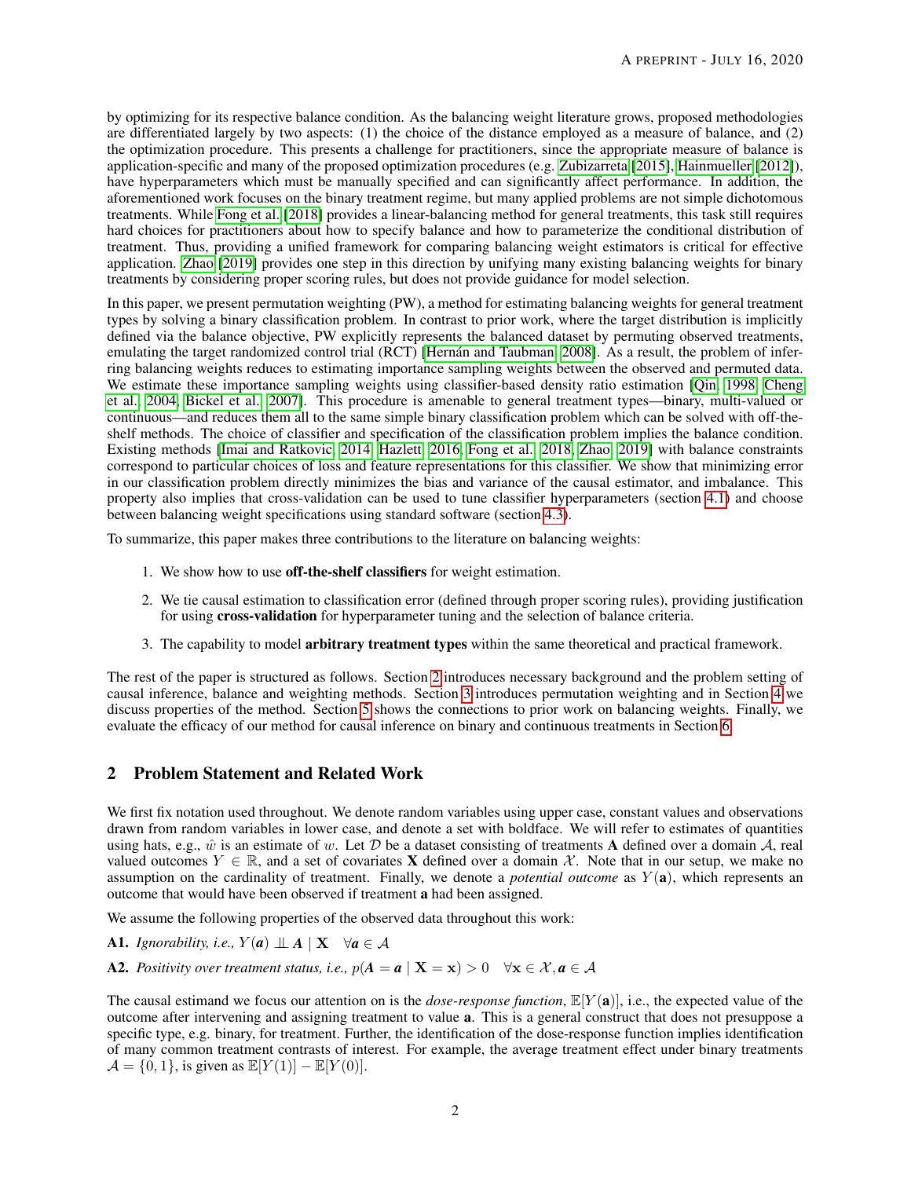by optimizing for its respective balance condition. As the balancing weight literature grows, proposed methodologies are differentiated largely by two aspects: (1) the choice of the distance employed as a measure of balance, and (2) the optimization procedure. This presents a challenge for practitioners, since the appropriate measure of balance is application-specific and many of the proposed optimization procedures (e.g. Zubizarreta [2015], Hainmueller [2012]), have hyperparameters which must be manually specified and can significantly affect performance. In addition, the aforementioned work focuses on the binary treatment regime, but many applied problems are not simple dichotomous treatments. While Fong et al. [2018] provides a linear-balancing method for general treatments, this task still requires hard choices for practitioners about how to specify balance and how to parameterize the conditional distribution of treatment. Thus, providing a unified framework for comparing balancing weight estimators is critical for effective application. Zhao [2019] provides one step in this direction by unifying many existing balancing weights for binary treatments by considering proper scoring rules, but does not provide guidance for model selection.

In this paper, we present permutation weighting (PW), a method for estimating balancing weights for general treatment types by solving a binary classification problem. In contrast to prior work, where the target distribution is implicitly defined via the balance objective, PW explicitly represents the balanced dataset by permuting observed treatments, emulating the target randomized control trial (RCT) [Hernán and Taubman, 2008]. As a result, the problem of inferring balancing weights reduces to estimating importance sampling weights between the observed and permuted data. We estimate these importance sampling weights using classifier-based density ratio estimation [Qin, 1998, Cheng et al., 2004, Bickel et al., 2007]. This procedure is amenable to general treatment types—binary, multi-valued or continuous—and reduces them all to the same simple binary classification problem which can be solved with off-the-shelf methods. The choice of classifier and specification of the classification problem implies the balance condition. Existing methods [Imai and Ratkovic, 2014, Hazlett, 2016, Fong et al., 2018, Zhao, 2019] with balance constraints correspond to particular choices of loss and feature representations for this classifier. We show that minimizing error in our classification problem directly minimizes the bias and variance of the causal estimator, and imbalance. This property also implies that cross-validation can be used to tune classifier hyperparameters (section 4.1) and choose between balancing weight specifications using standard software (section 4.3).

To summarize, this paper makes three contributions to the literature on balancing weights:

1. We show how to use **off-the-shelf classifiers** for weight estimation.
2. We tie causal estimation to classification error (defined through proper scoring rules), providing justification for using **cross-validation** for hyperparameter tuning and the selection of balance criteria.
3. The capability to model **arbitrary treatment types** within the same theoretical and practical framework.

The rest of the paper is structured as follows. Section 2 introduces necessary background and the problem setting of causal inference, balance and weighting methods. Section 3 introduces permutation weighting and in Section 4 we discuss properties of the method. Section 5 shows the connections to prior work on balancing weights. Finally, we evaluate the efficacy of our method for causal inference on binary and continuous treatments in Section 6.

## 2 Problem Statement and Related Work

We first fix notation used throughout. We denote random variables using upper case, constant values and observations drawn from random variables in lower case, and denote a set with boldface. We will refer to estimates of quantities using hats, e.g., $\hat{w}$ is an estimate of $w$. Let $\mathcal{D}$ be a dataset consisting of treatments $\mathbf{A}$ defined over a domain $\mathcal{A}$, real valued outcomes $Y \in \mathbb{R}$, and a set of covariates $\mathbf{X}$ defined over a domain $\mathcal{X}$. Note that in our setup, we make no assumption on the cardinality of treatment. Finally, we denote a *potential outcome* as $Y(\mathbf{a})$, which represents an outcome that would have been observed if treatment $\mathbf{a}$ had been assigned.

We assume the following properties of the observed data throughout this work:

**A1.** *Ignorability, i.e.,* $Y(\boldsymbol{a}) \perp\!\!\!\perp \boldsymbol{A} \mid \mathbf{X} \quad \forall \boldsymbol{a} \in \mathcal{A}$

**A2.** *Positivity over treatment status, i.e.,* $p(\boldsymbol{A} = \boldsymbol{a} \mid \mathbf{X} = \mathbf{x}) > 0 \quad \forall \mathbf{x} \in \mathcal{X}, \boldsymbol{a} \in \mathcal{A}$

The causal estimand we focus our attention on is the *dose-response function*, $\mathbb{E}[Y(\mathbf{a})]$, i.e., the expected value of the outcome after intervening and assigning treatment to value $\mathbf{a}$. This is a general construct that does not presuppose a specific type, e.g. binary, for treatment. Further, the identification of the dose-response function implies identification of many common treatment contrasts of interest. For example, the average treatment effect under binary treatments $\mathcal{A} = \{0, 1\}$, is given as $\mathbb{E}[Y(1)] - \mathbb{E}[Y(0)]$.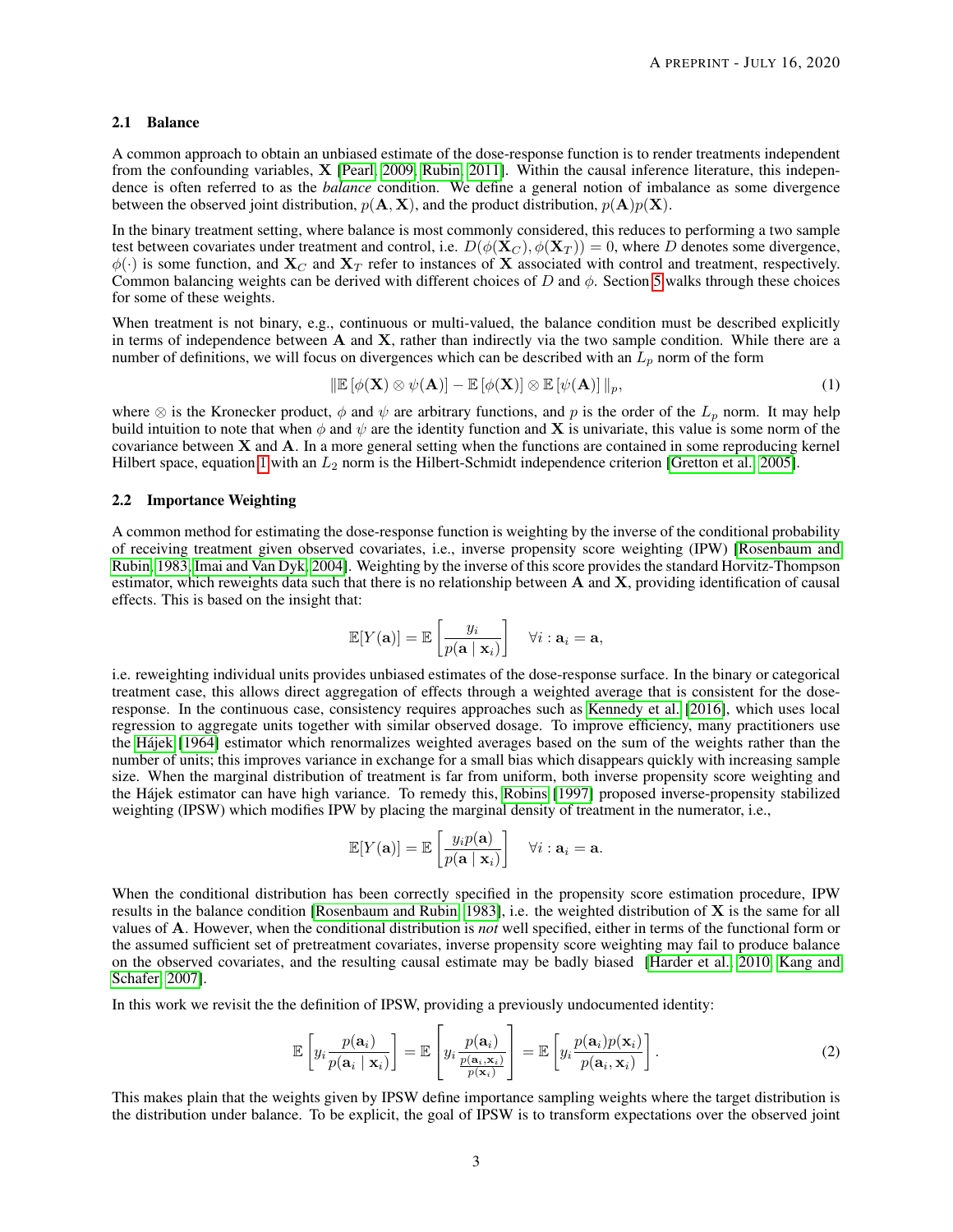### 2.1 Balance

A common approach to obtain an unbiased estimate of the dose-response function is to render treatments independent from the confounding variables, $\mathbf{X}$ [Pearl, 2009, Rubin, 2011]. Within the causal inference literature, this independence is often referred to as the *balance* condition. We define a general notion of imbalance as some divergence between the observed joint distribution, $p(\mathbf{A}, \mathbf{X})$, and the product distribution, $p(\mathbf{A})p(\mathbf{X})$.

In the binary treatment setting, where balance is most commonly considered, this reduces to performing a two sample test between covariates under treatment and control, i.e. $D(\phi(\mathbf{X}_C), \phi(\mathbf{X}_T)) = 0$, where $D$ denotes some divergence, $\phi(\cdot)$ is some function, and $\mathbf{X}_C$ and $\mathbf{X}_T$ refer to instances of $\mathbf{X}$ associated with control and treatment, respectively. Common balancing weights can be derived with different choices of $D$ and $\phi$. Section 5 walks through these choices for some of these weights.

When treatment is not binary, e.g., continuous or multi-valued, the balance condition must be described explicitly in terms of independence between $\mathbf{A}$ and $\mathbf{X}$, rather than indirectly via the two sample condition. While there are a number of definitions, we will focus on divergences which can be described with an $L_p$ norm of the form

$$\|\mathbb{E}\left[\phi(\mathbf{X}) \otimes \psi(\mathbf{A})\right] - \mathbb{E}\left[\phi(\mathbf{X})\right] \otimes \mathbb{E}\left[\psi(\mathbf{A})\right]\|_p, \tag{1}$$

where $\otimes$ is the Kronecker product, $\phi$ and $\psi$ are arbitrary functions, and $p$ is the order of the $L_p$ norm. It may help build intuition to note that when $\phi$ and $\psi$ are the identity function and $\mathbf{X}$ is univariate, this value is some norm of the covariance between $\mathbf{X}$ and $\mathbf{A}$. In a more general setting when the functions are contained in some reproducing kernel Hilbert space, equation 1 with an $L_2$ norm is the Hilbert-Schmidt independence criterion [Gretton et al., 2005].

### 2.2 Importance Weighting

A common method for estimating the dose-response function is weighting by the inverse of the conditional probability of receiving treatment given observed covariates, i.e., inverse propensity score weighting (IPW) [Rosenbaum and Rubin, 1983, Imai and Van Dyk, 2004]. Weighting by the inverse of this score provides the standard Horvitz-Thompson estimator, which reweights data such that there is no relationship between $\mathbf{A}$ and $\mathbf{X}$, providing identification of causal effects. This is based on the insight that:

$$\mathbb{E}[Y(\mathbf{a})] = \mathbb{E}\left[\frac{y_i}{p(\mathbf{a} \mid \mathbf{x}_i)}\right] \quad \forall i : \mathbf{a}_i = \mathbf{a},$$

i.e. reweighting individual units provides unbiased estimates of the dose-response surface. In the binary or categorical treatment case, this allows direct aggregation of effects through a weighted average that is consistent for the dose-response. In the continuous case, consistency requires approaches such as Kennedy et al. [2016], which uses local regression to aggregate units together with similar observed dosage. To improve efficiency, many practitioners use the Hájek [1964] estimator which renormalizes weighted averages based on the sum of the weights rather than the number of units; this improves variance in exchange for a small bias which disappears quickly with increasing sample size. When the marginal distribution of treatment is far from uniform, both inverse propensity score weighting and the Hájek estimator can have high variance. To remedy this, Robins [1997] proposed inverse-propensity stabilized weighting (IPSW) which modifies IPW by placing the marginal density of treatment in the numerator, i.e.,

$$\mathbb{E}[Y(\mathbf{a})] = \mathbb{E}\left[\frac{y_i p(\mathbf{a})}{p(\mathbf{a} \mid \mathbf{x}_i)}\right] \quad \forall i : \mathbf{a}_i = \mathbf{a}.$$

When the conditional distribution has been correctly specified in the propensity score estimation procedure, IPW results in the balance condition [Rosenbaum and Rubin, 1983], i.e. the weighted distribution of $\mathbf{X}$ is the same for all values of $\mathbf{A}$. However, when the conditional distribution is *not* well specified, either in terms of the functional form or the assumed sufficient set of pretreatment covariates, inverse propensity score weighting may fail to produce balance on the observed covariates, and the resulting causal estimate may be badly biased [Harder et al., 2010, Kang and Schafer, 2007].

In this work we revisit the the definition of IPSW, providing a previously undocumented identity:

$$\mathbb{E}\left[y_i \frac{p(\mathbf{a}_i)}{p(\mathbf{a}_i \mid \mathbf{x}_i)}\right] = \mathbb{E}\left[y_i \frac{p(\mathbf{a}_i)}{\frac{p(\mathbf{a}_i, \mathbf{x}_i)}{p(\mathbf{x}_i)}}\right] = \mathbb{E}\left[y_i \frac{p(\mathbf{a}_i)p(\mathbf{x}_i)}{p(\mathbf{a}_i, \mathbf{x}_i)}\right]. \tag{2}$$

This makes plain that the weights given by IPSW define importance sampling weights where the target distribution is the distribution under balance. To be explicit, the goal of IPSW is to transform expectations over the observed joint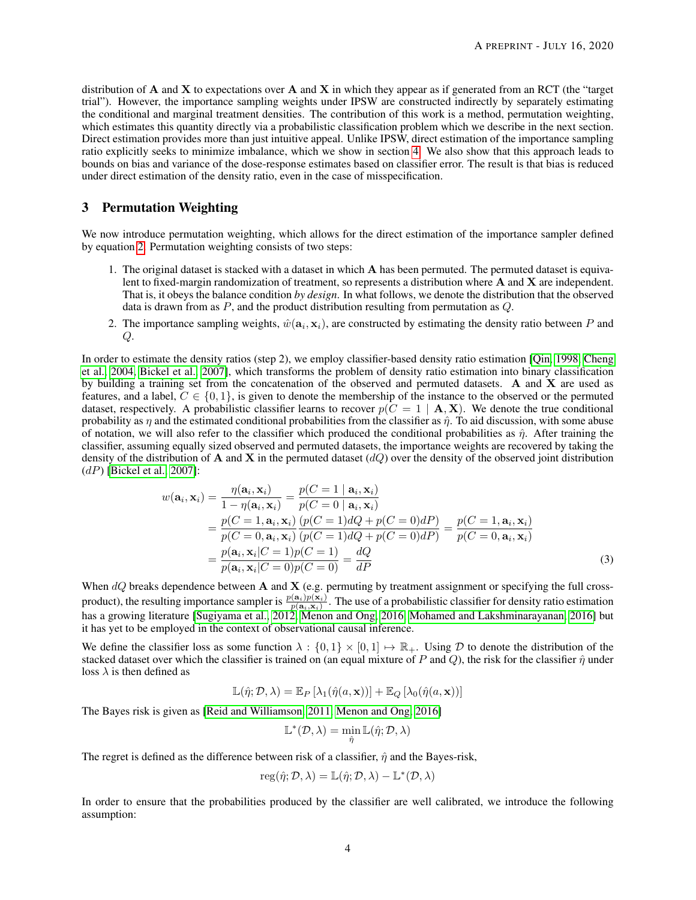distribution of $\mathbf{A}$ and $\mathbf{X}$ to expectations over $\mathbf{A}$ and $\mathbf{X}$ in which they appear as if generated from an RCT (the "target trial"). However, the importance sampling weights under IPSW are constructed indirectly by separately estimating the conditional and marginal treatment densities. The contribution of this work is a method, permutation weighting, which estimates this quantity directly via a probabilistic classification problem which we describe in the next section. Direct estimation provides more than just intuitive appeal. Unlike IPSW, direct estimation of the importance sampling ratio explicitly seeks to minimize imbalance, which we show in section 4. We also show that this approach leads to bounds on bias and variance of the dose-response estimates based on classifier error. The result is that bias is reduced under direct estimation of the density ratio, even in the case of misspecification.

## 3 Permutation Weighting

We now introduce permutation weighting, which allows for the direct estimation of the importance sampler defined by equation 2. Permutation weighting consists of two steps:

1. The original dataset is stacked with a dataset in which $\mathbf{A}$ has been permuted. The permuted dataset is equivalent to fixed-margin randomization of treatment, so represents a distribution where $\mathbf{A}$ and $\mathbf{X}$ are independent. That is, it obeys the balance condition *by design*. In what follows, we denote the distribution that the observed data is drawn from as $P$, and the product distribution resulting from permutation as $Q$.
2. The importance sampling weights, $\hat{w}(\mathbf{a}_i, \mathbf{x}_i)$, are constructed by estimating the density ratio between $P$ and $Q$.

In order to estimate the density ratios (step 2), we employ classifier-based density ratio estimation [Qin, 1998, Cheng et al., 2004, Bickel et al., 2007], which transforms the problem of density ratio estimation into binary classification by building a training set from the concatenation of the observed and permuted datasets. $\mathbf{A}$ and $\mathbf{X}$ are used as features, and a label, $C \in \{0, 1\}$, is given to denote the membership of the instance to the observed or the permuted dataset, respectively. A probabilistic classifier learns to recover $p(C = 1 \mid \mathbf{A}, \mathbf{X})$. We denote the true conditional probability as $\eta$ and the estimated conditional probabilities from the classifier as $\hat{\eta}$. To aid discussion, with some abuse of notation, we will also refer to the classifier which produced the conditional probabilities as $\hat{\eta}$. After training the classifier, assuming equally sized observed and permuted datasets, the importance weights are recovered by taking the density of the distribution of $\mathbf{A}$ and $\mathbf{X}$ in the permuted dataset ($dQ$) over the density of the observed joint distribution ($dP$) [Bickel et al., 2007]:

$$
\begin{aligned}
w(\mathbf{a}_i, \mathbf{x}_i) &= \frac{\eta(\mathbf{a}_i, \mathbf{x}_i)}{1 - \eta(\mathbf{a}_i, \mathbf{x}_i)} = \frac{p(C = 1 \mid \mathbf{a}_i, \mathbf{x}_i)}{p(C = 0 \mid \mathbf{a}_i, \mathbf{x}_i)} \\
&= \frac{p(C = 1, \mathbf{a}_i, \mathbf{x}_i)}{p(C = 0, \mathbf{a}_i, \mathbf{x}_i)} \frac{(p(C = 1)dQ + p(C = 0)dP)}{(p(C = 1)dQ + p(C = 0)dP)} = \frac{p(C = 1, \mathbf{a}_i, \mathbf{x}_i)}{p(C = 0, \mathbf{a}_i, \mathbf{x}_i)} \\
&= \frac{p(\mathbf{a}_i, \mathbf{x}_i | C = 1)p(C = 1)}{p(\mathbf{a}_i, \mathbf{x}_i | C = 0)p(C = 0)} = \frac{dQ}{dP}
\end{aligned} \tag{3}
$$

When $dQ$ breaks dependence between $\mathbf{A}$ and $\mathbf{X}$ (e.g. permuting by treatment assignment or specifying the full cross-product), the resulting importance sampler is $\frac{p(\mathbf{a}_i)p(\mathbf{x}_i)}{p(\mathbf{a}_i, \mathbf{x}_i)}$. The use of a probabilistic classifier for density ratio estimation has a growing literature [Sugiyama et al., 2012, Menon and Ong, 2016, Mohamed and Lakshminarayanan, 2016] but it has yet to be employed in the context of observational causal inference.

We define the classifier loss as some function $\lambda : \{0, 1\} \times [0, 1] \mapsto \mathbb{R}_+$. Using $\mathcal{D}$ to denote the distribution of the stacked dataset over which the classifier is trained on (an equal mixture of $P$ and $Q$), the risk for the classifier $\hat{\eta}$ under loss $\lambda$ is then defined as

$$
\mathbb{L}(\hat{\eta}; \mathcal{D}, \lambda) = \mathbb{E}_P \left[\lambda_1(\hat{\eta}(a, \mathbf{x}))\right] + \mathbb{E}_Q \left[\lambda_0(\hat{\eta}(a, \mathbf{x}))\right]
$$

The Bayes risk is given as [Reid and Williamson, 2011, Menon and Ong, 2016]

$$
\mathbb{L}^*(\mathcal{D}, \lambda) = \min_{\hat{\eta}} \mathbb{L}(\hat{\eta}; \mathcal{D}, \lambda)
$$

The regret is defined as the difference between risk of a classifier, $\hat{\eta}$ and the Bayes-risk,

$$
\mathrm{reg}(\hat{\eta}; \mathcal{D}, \lambda) = \mathbb{L}(\hat{\eta}; \mathcal{D}, \lambda) - \mathbb{L}^*(\mathcal{D}, \lambda)
$$

In order to ensure that the probabilities produced by the classifier are well calibrated, we introduce the following assumption: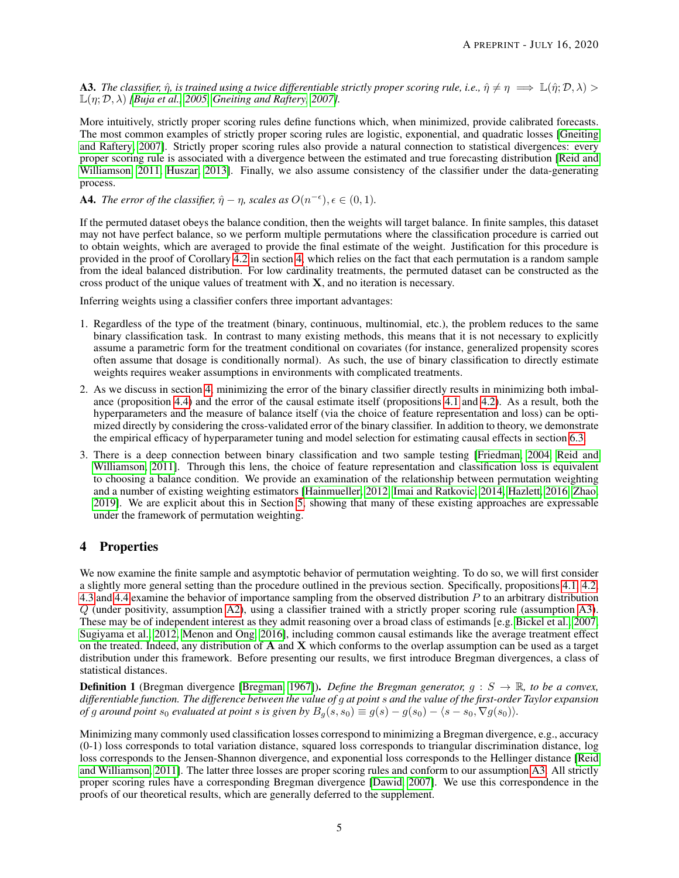**A3.** *The classifier, $\hat{\eta}$, is trained using a twice differentiable strictly proper scoring rule, i.e., $\hat{\eta} \neq \eta \implies \mathbb{L}(\hat{\eta}; \mathcal{D}, \lambda) > \mathbb{L}(\eta; \mathcal{D}, \lambda)$ [Buja et al., 2005, Gneiting and Raftery, 2007].*

More intuitively, strictly proper scoring rules define functions which, when minimized, provide calibrated forecasts. The most common examples of strictly proper scoring rules are logistic, exponential, and quadratic losses [Gneiting and Raftery, 2007]. Strictly proper scoring rules also provide a natural connection to statistical divergences: every proper scoring rule is associated with a divergence between the estimated and true forecasting distribution [Reid and Williamson, 2011, Huszar, 2013]. Finally, we also assume consistency of the classifier under the data-generating process.

**A4.** *The error of the classifier, $\hat{\eta} - \eta$, scales as $O(n^{-\epsilon}), \epsilon \in (0, 1)$.*

If the permuted dataset obeys the balance condition, then the weights will target balance. In finite samples, this dataset may not have perfect balance, so we perform multiple permutations where the classification procedure is carried out to obtain weights, which are averaged to provide the final estimate of the weight. Justification for this procedure is provided in the proof of Corollary 4.2 in section 4, which relies on the fact that each permutation is a random sample from the ideal balanced distribution. For low cardinality treatments, the permuted dataset can be constructed as the cross product of the unique values of treatment with $\mathbf{X}$, and no iteration is necessary.

Inferring weights using a classifier confers three important advantages:

1. Regardless of the type of the treatment (binary, continuous, multinomial, etc.), the problem reduces to the same binary classification task. In contrast to many existing methods, this means that it is not necessary to explicitly assume a parametric form for the treatment conditional on covariates (for instance, generalized propensity scores often assume that dosage is conditionally normal). As such, the use of binary classification to directly estimate weights requires weaker assumptions in environments with complicated treatments.
2. As we discuss in section 4, minimizing the error of the binary classifier directly results in minimizing both imbalance (proposition 4.4) and the error of the causal estimate itself (propositions 4.1 and 4.2). As a result, both the hyperparameters and the measure of balance itself (via the choice of feature representation and loss) can be optimized directly by considering the cross-validated error of the binary classifier. In addition to theory, we demonstrate the empirical efficacy of hyperparameter tuning and model selection for estimating causal effects in section 6.3.
3. There is a deep connection between binary classification and two sample testing [Friedman, 2004, Reid and Williamson, 2011]. Through this lens, the choice of feature representation and classification loss is equivalent to choosing a balance condition. We provide an examination of the relationship between permutation weighting and a number of existing weighting estimators [Hainmueller, 2012, Imai and Ratkovic, 2014, Hazlett, 2016, Zhao, 2019]. We are explicit about this in Section 5, showing that many of these existing approaches are expressable under the framework of permutation weighting.

## 4 Properties

We now examine the finite sample and asymptotic behavior of permutation weighting. To do so, we will first consider a slightly more general setting than the procedure outlined in the previous section. Specifically, propositions 4.1, 4.2, 4.3 and 4.4 examine the behavior of importance sampling from the observed distribution $P$ to an arbitrary distribution $Q$ (under positivity, assumption A2), using a classifier trained with a strictly proper scoring rule (assumption A3). These may be of independent interest as they admit reasoning over a broad class of estimands [e.g. Bickel et al., 2007, Sugiyama et al., 2012, Menon and Ong, 2016], including common causal estimands like the average treatment effect on the treated. Indeed, any distribution of $\mathbf{A}$ and $\mathbf{X}$ which conforms to the overlap assumption can be used as a target distribution under this framework. Before presenting our results, we first introduce Bregman divergences, a class of statistical distances.

**Definition 1** (Bregman divergence [Bregman, 1967]). *Define the Bregman generator, $g : S \to \mathbb{R}$, to be a convex, differentiable function. The difference between the value of $g$ at point $s$ and the value of the first-order Taylor expansion of $g$ around point $s_0$ evaluated at point $s$ is given by $B_g(s, s_0) \equiv g(s) - g(s_0) - \langle s - s_0, \nabla g(s_0) \rangle$.*

Minimizing many commonly used classification losses correspond to minimizing a Bregman divergence, e.g., accuracy (0-1) loss corresponds to total variation distance, squared loss corresponds to triangular discrimination distance, log loss corresponds to the Jensen-Shannon divergence, and exponential loss corresponds to the Hellinger distance [Reid and Williamson, 2011]. The latter three losses are proper scoring rules and conform to our assumption A3. All strictly proper scoring rules have a corresponding Bregman divergence [Dawid, 2007]. We use this correspondence in the proofs of our theoretical results, which are generally deferred to the supplement.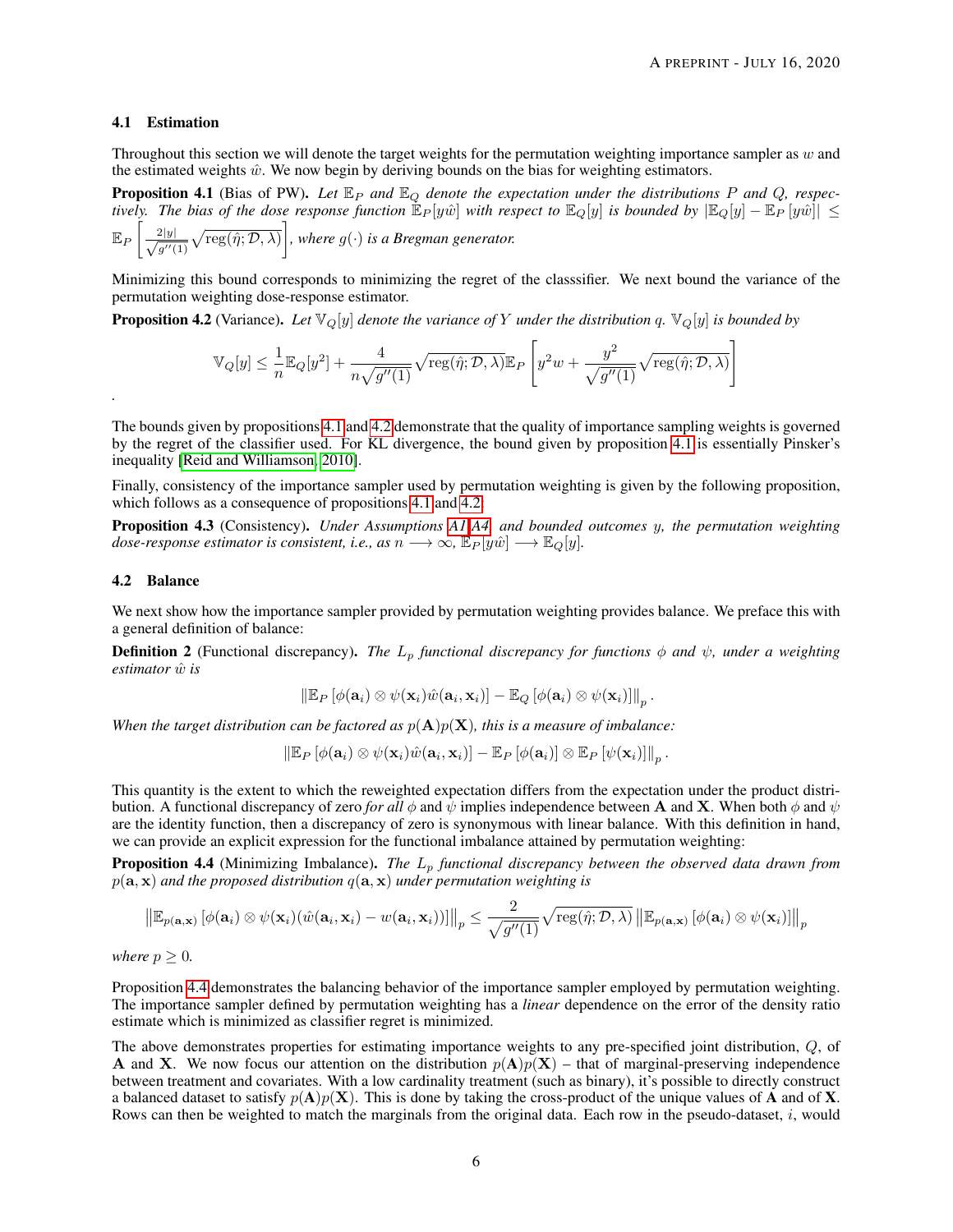### 4.1 Estimation

Throughout this section we will denote the target weights for the permutation weighting importance sampler as $w$ and the estimated weights $\hat{w}$. We now begin by deriving bounds on the bias for weighting estimators.

**Proposition 4.1** (Bias of PW)**.** *Let $\mathbb{E}_P$ and $\mathbb{E}_Q$ denote the expectation under the distributions $P$ and $Q$, respectively. The bias of the dose response function $\mathbb{E}_P[y\hat{w}]$ with respect to $\mathbb{E}_Q[y]$ is bounded by $|\mathbb{E}_Q[y] - \mathbb{E}_P[y\hat{w}]| \leq \mathbb{E}_P\left[\frac{2|y|}{\sqrt{g''(1)}}\sqrt{\text{reg}(\hat{\eta}; \mathcal{D}, \lambda)}\right]$, where $g(\cdot)$ is a Bregman generator.*

Minimizing this bound corresponds to minimizing the regret of the classsifier. We next bound the variance of the permutation weighting dose-response estimator.

**Proposition 4.2** (Variance)**.** *Let $\mathbb{V}_Q[y]$ denote the variance of $Y$ under the distribution $q$. $\mathbb{V}_Q[y]$ is bounded by*

$$\mathbb{V}_Q[y] \leq \frac{1}{n}\mathbb{E}_Q[y^2] + \frac{4}{n\sqrt{g''(1)}}\sqrt{\text{reg}(\hat{\eta}; \mathcal{D}, \lambda)}\mathbb{E}_P\left[y^2 w + \frac{y^2}{\sqrt{g''(1)}}\sqrt{\text{reg}(\hat{\eta}; \mathcal{D}, \lambda)}\right]$$

.

The bounds given by propositions 4.1 and 4.2 demonstrate that the quality of importance sampling weights is governed by the regret of the classifier used. For KL divergence, the bound given by proposition 4.1 is essentially Pinsker's inequality [Reid and Williamson, 2010].

Finally, consistency of the importance sampler used by permutation weighting is given by the following proposition, which follows as a consequence of propositions 4.1 and 4.2:

**Proposition 4.3** (Consistency)**.** *Under Assumptions A1-A4, and bounded outcomes $y$, the permutation weighting dose-response estimator is consistent, i.e., as $n \longrightarrow \infty$, $\mathbb{E}_P[y\hat{w}] \longrightarrow \mathbb{E}_Q[y]$.*

### 4.2 Balance

We next show how the importance sampler provided by permutation weighting provides balance. We preface this with a general definition of balance:

**Definition 2** (Functional discrepancy)**.** *The $L_p$ functional discrepancy for functions $\phi$ and $\psi$, under a weighting estimator $\hat{w}$ is*

$$\left\|\mathbb{E}_P\left[\phi(\mathbf{a}_i) \otimes \psi(\mathbf{x}_i)\hat{w}(\mathbf{a}_i, \mathbf{x}_i)\right] - \mathbb{E}_Q\left[\phi(\mathbf{a}_i) \otimes \psi(\mathbf{x}_i)\right]\right\|_p.$$

*When the target distribution can be factored as $p(\mathbf{A})p(\mathbf{X})$, this is a measure of imbalance:*

$$\left\|\mathbb{E}_P\left[\phi(\mathbf{a}_i) \otimes \psi(\mathbf{x}_i)\hat{w}(\mathbf{a}_i, \mathbf{x}_i)\right] - \mathbb{E}_P\left[\phi(\mathbf{a}_i)\right] \otimes \mathbb{E}_P\left[\psi(\mathbf{x}_i)\right]\right\|_p.$$

This quantity is the extent to which the reweighted expectation differs from the expectation under the product distribution. A functional discrepancy of zero *for all* $\phi$ and $\psi$ implies independence between $\mathbf{A}$ and $\mathbf{X}$. When both $\phi$ and $\psi$ are the identity function, then a discrepancy of zero is synonymous with linear balance. With this definition in hand, we can provide an explicit expression for the functional imbalance attained by permutation weighting:

**Proposition 4.4** (Minimizing Imbalance)**.** *The $L_p$ functional discrepancy between the observed data drawn from $p(\mathbf{a}, \mathbf{x})$ and the proposed distribution $q(\mathbf{a}, \mathbf{x})$ under permutation weighting is*

$$\left\|\mathbb{E}_{p(\mathbf{a},\mathbf{x})}\left[\phi(\mathbf{a}_i) \otimes \psi(\mathbf{x}_i)(\hat{w}(\mathbf{a}_i, \mathbf{x}_i) - w(\mathbf{a}_i, \mathbf{x}_i))\right]\right\|_p \leq \frac{2}{\sqrt{g''(1)}}\sqrt{\text{reg}(\hat{\eta}; \mathcal{D}, \lambda)}\left\|\mathbb{E}_{p(\mathbf{a},\mathbf{x})}\left[\phi(\mathbf{a}_i) \otimes \psi(\mathbf{x}_i)\right]\right\|_p$$

*where $p \geq 0$.*

Proposition 4.4 demonstrates the balancing behavior of the importance sampler employed by permutation weighting. The importance sampler defined by permutation weighting has a *linear* dependence on the error of the density ratio estimate which is minimized as classifier regret is minimized.

The above demonstrates properties for estimating importance weights to any pre-specified joint distribution, $Q$, of $\mathbf{A}$ and $\mathbf{X}$. We now focus our attention on the distribution $p(\mathbf{A})p(\mathbf{X})$ – that of marginal-preserving independence between treatment and covariates. With a low cardinality treatment (such as binary), it's possible to directly construct a balanced dataset to satisfy $p(\mathbf{A})p(\mathbf{X})$. This is done by taking the cross-product of the unique values of $\mathbf{A}$ and of $\mathbf{X}$. Rows can then be weighted to match the marginals from the original data. Each row in the pseudo-dataset, $i$, would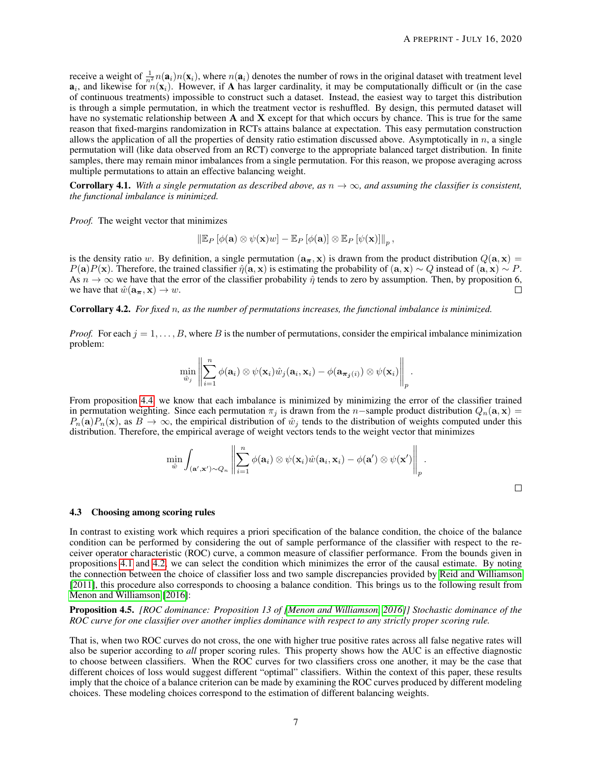receive a weight of $\frac{1}{n^2}n(\mathbf{a}_i)n(\mathbf{x}_i)$, where $n(\mathbf{a}_i)$ denotes the number of rows in the original dataset with treatment level $\mathbf{a}_i$, and likewise for $n(\mathbf{x}_i)$. However, if $\mathbf{A}$ has larger cardinality, it may be computationally difficult or (in the case of continuous treatments) impossible to construct such a dataset. Instead, the easiest way to target this distribution is through a simple permutation, in which the treatment vector is reshuffled. By design, this permuted dataset will have no systematic relationship between $\mathbf{A}$ and $\mathbf{X}$ except for that which occurs by chance. This is true for the same reason that fixed-margins randomization in RCTs attains balance at expectation. This easy permutation construction allows the application of all the properties of density ratio estimation discussed above. Asymptotically in $n$, a single permutation will (like data observed from an RCT) converge to the appropriate balanced target distribution. In finite samples, there may remain minor imbalances from a single permutation. For this reason, we propose averaging across multiple permutations to attain an effective balancing weight.

**Corrollary 4.1.** *With a single permutation as described above, as $n \to \infty$, and assuming the classifier is consistent, the functional imbalance is minimized.*

*Proof.* The weight vector that minimizes

$$\left\|\mathbb{E}_P\left[\phi(\mathbf{a}) \otimes \psi(\mathbf{x})w\right] - \mathbb{E}_P\left[\phi(\mathbf{a})\right] \otimes \mathbb{E}_P\left[\psi(\mathbf{x})\right]\right\|_p,$$

is the density ratio $w$. By definition, a single permutation $(\mathbf{a}_{\boldsymbol{\pi}}, \mathbf{x})$ is drawn from the product distribution $Q(\mathbf{a}, \mathbf{x}) = P(\mathbf{a})P(\mathbf{x})$. Therefore, the trained classifier $\hat{\eta}(\mathbf{a}, \mathbf{x})$ is estimating the probability of $(\mathbf{a}, \mathbf{x}) \sim Q$ instead of $(\mathbf{a}, \mathbf{x}) \sim P$. As $n \to \infty$ we have that the error of the classifier probability $\hat{\eta}$ tends to zero by assumption. Then, by proposition 6, we have that $\hat{w}(\mathbf{a}_{\boldsymbol{\pi}}, \mathbf{x}) \to w$. □

**Corrollary 4.2.** *For fixed $n$, as the number of permutations increases, the functional imbalance is minimized.*

*Proof.* For each $j = 1, \ldots, B$, where $B$ is the number of permutations, consider the empirical imbalance minimization problem:

$$\min_{\hat{w}_j} \left\|\sum_{i=1}^{n} \phi(\mathbf{a}_i) \otimes \psi(\mathbf{x}_i)\hat{w}_j(\mathbf{a}_i, \mathbf{x}_i) - \phi(\mathbf{a}_{\boldsymbol{\pi}_j(i)}) \otimes \psi(\mathbf{x}_i)\right\|_p.$$

From proposition 4.4, we know that each imbalance is minimized by minimizing the error of the classifier trained in permutation weighting. Since each permutation $\pi_j$ is drawn from the $n-$sample product distribution $Q_n(\mathbf{a}, \mathbf{x}) = P_n(\mathbf{a})P_n(\mathbf{x})$, as $B \to \infty$, the empirical distribution of $\hat{w}_j$ tends to the distribution of weights computed under this distribution. Therefore, the empirical average of weight vectors tends to the weight vector that minimizes

$$\min_{\hat{w}} \int_{(\mathbf{a}', \mathbf{x}') \sim Q_n} \left\|\sum_{i=1}^{n} \phi(\mathbf{a}_i) \otimes \psi(\mathbf{x}_i)\hat{w}(\mathbf{a}_i, \mathbf{x}_i) - \phi(\mathbf{a}') \otimes \psi(\mathbf{x}')\right\|_p.$$

□

### 4.3 Choosing among scoring rules

In contrast to existing work which requires a priori specification of the balance condition, the choice of the balance condition can be performed by considering the out of sample performance of the classifier with respect to the receiver operator characteristic (ROC) curve, a common measure of classifier performance. From the bounds given in propositions 4.1 and 4.2, we can select the condition which minimizes the error of the causal estimate. By noting the connection between the choice of classifier loss and two sample discrepancies provided by Reid and Williamson [2011], this procedure also corresponds to choosing a balance condition. This brings us to the following result from Menon and Williamson [2016]:

**Proposition 4.5.** *[ROC dominance: Proposition 13 of [Menon and Williamson, 2016]] Stochastic dominance of the ROC curve for one classifier over another implies dominance with respect to any strictly proper scoring rule.*

That is, when two ROC curves do not cross, the one with higher true positive rates across all false negative rates will also be superior according to *all* proper scoring rules. This property shows how the AUC is an effective diagnostic to choose between classifiers. When the ROC curves for two classifiers cross one another, it may be the case that different choices of loss would suggest different "optimal" classifiers. Within the context of this paper, these results imply that the choice of a balance criterion can be made by examining the ROC curves produced by different modeling choices. These modeling choices correspond to the estimation of different balancing weights.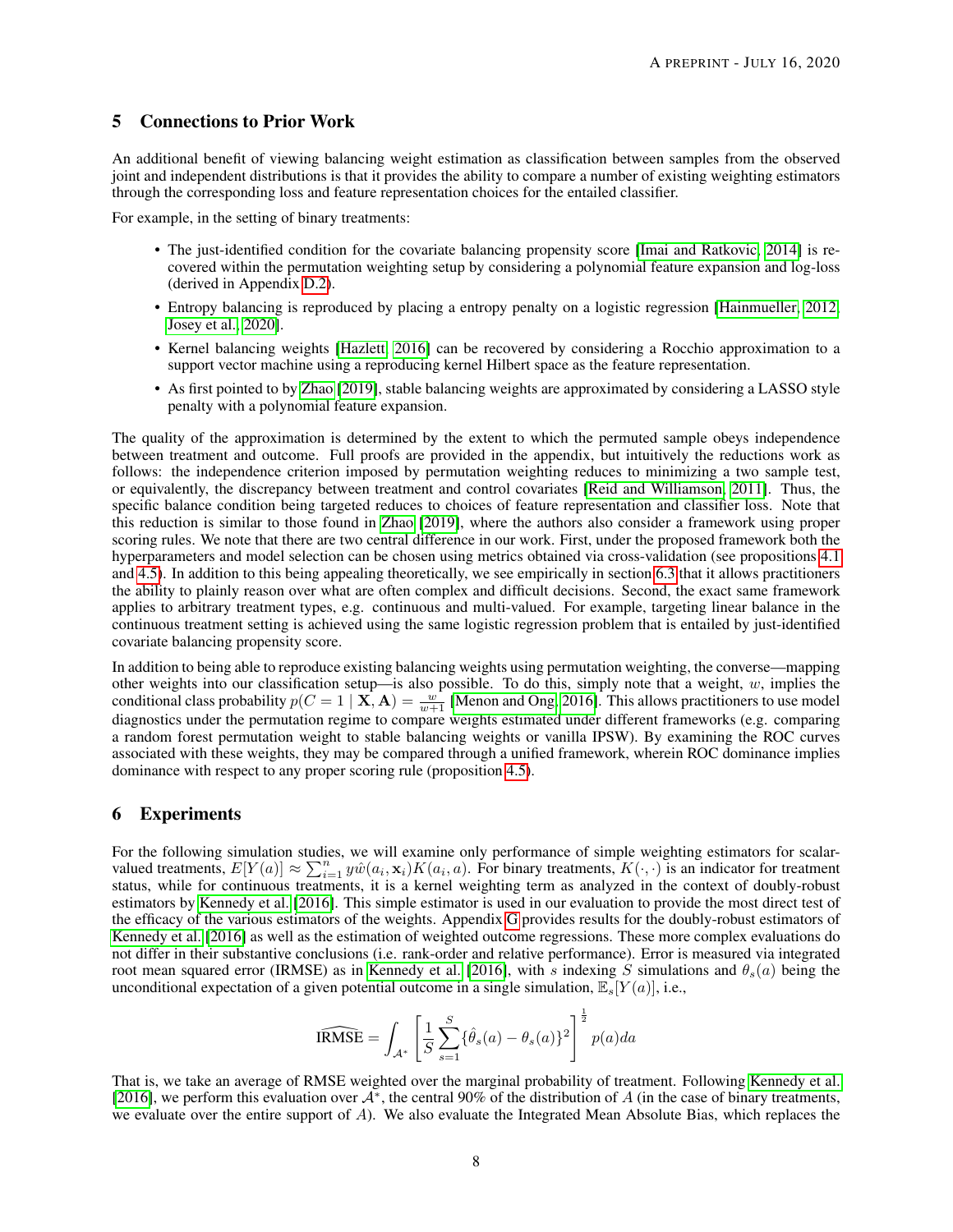## 5 Connections to Prior Work

An additional benefit of viewing balancing weight estimation as classification between samples from the observed joint and independent distributions is that it provides the ability to compare a number of existing weighting estimators through the corresponding loss and feature representation choices for the entailed classifier.

For example, in the setting of binary treatments:

- The just-identified condition for the covariate balancing propensity score [Imai and Ratkovic, 2014] is recovered within the permutation weighting setup by considering a polynomial feature expansion and log-loss (derived in Appendix D.2).
- Entropy balancing is reproduced by placing a entropy penalty on a logistic regression [Hainmueller, 2012, Josey et al., 2020].
- Kernel balancing weights [Hazlett, 2016] can be recovered by considering a Rocchio approximation to a support vector machine using a reproducing kernel Hilbert space as the feature representation.
- As first pointed to by Zhao [2019], stable balancing weights are approximated by considering a LASSO style penalty with a polynomial feature expansion.

The quality of the approximation is determined by the extent to which the permuted sample obeys independence between treatment and outcome. Full proofs are provided in the appendix, but intuitively the reductions work as follows: the independence criterion imposed by permutation weighting reduces to minimizing a two sample test, or equivalently, the discrepancy between treatment and control covariates [Reid and Williamson, 2011]. Thus, the specific balance condition being targeted reduces to choices of feature representation and classifier loss. Note that this reduction is similar to those found in Zhao [2019], where the authors also consider a framework using proper scoring rules. We note that there are two central difference in our work. First, under the proposed framework both the hyperparameters and model selection can be chosen using metrics obtained via cross-validation (see propositions 4.1 and 4.5). In addition to this being appealing theoretically, we see empirically in section 6.3 that it allows practitioners the ability to plainly reason over what are often complex and difficult decisions. Second, the exact same framework applies to arbitrary treatment types, e.g. continuous and multi-valued. For example, targeting linear balance in the continuous treatment setting is achieved using the same logistic regression problem that is entailed by just-identified covariate balancing propensity score.

In addition to being able to reproduce existing balancing weights using permutation weighting, the converse—mapping other weights into our classification setup—is also possible. To do this, simply note that a weight, $w$, implies the conditional class probability $p(C = 1 \mid \mathbf{X}, \mathbf{A}) = \frac{w}{w+1}$ [Menon and Ong, 2016]. This allows practitioners to use model diagnostics under the permutation regime to compare weights estimated under different frameworks (e.g. comparing a random forest permutation weight to stable balancing weights or vanilla IPSW). By examining the ROC curves associated with these weights, they may be compared through a unified framework, wherein ROC dominance implies dominance with respect to any proper scoring rule (proposition 4.5).

## 6 Experiments

For the following simulation studies, we will examine only performance of simple weighting estimators for scalar-valued treatments, $E[Y(a)] \approx \sum_{i=1}^{n} y\hat{w}(a_i, \mathbf{x}_i)K(a_i, a)$. For binary treatments, $K(\cdot, \cdot)$ is an indicator for treatment status, while for continuous treatments, it is a kernel weighting term as analyzed in the context of doubly-robust estimators by Kennedy et al. [2016]. This simple estimator is used in our evaluation to provide the most direct test of the efficacy of the various estimators of the weights. Appendix G provides results for the doubly-robust estimators of Kennedy et al. [2016] as well as the estimation of weighted outcome regressions. These more complex evaluations do not differ in their substantive conclusions (i.e. rank-order and relative performance). Error is measured via integrated root mean squared error (IRMSE) as in Kennedy et al. [2016], with $s$ indexing $S$ simulations and $\theta_s(a)$ being the unconditional expectation of a given potential outcome in a single simulation, $\mathbb{E}_s[Y(a)]$, i.e.,

$$\widehat{\text{IRMSE}} = \int_{\mathcal{A}^*} \left[ \frac{1}{S} \sum_{s=1}^{S} \{\hat{\theta}_s(a) - \theta_s(a)\}^2 \right]^{\frac{1}{2}} p(a) da$$

That is, we take an average of RMSE weighted over the marginal probability of treatment. Following Kennedy et al. [2016], we perform this evaluation over $\mathcal{A}^*$, the central 90% of the distribution of $A$ (in the case of binary treatments, we evaluate over the entire support of $A$). We also evaluate the Integrated Mean Absolute Bias, which replaces the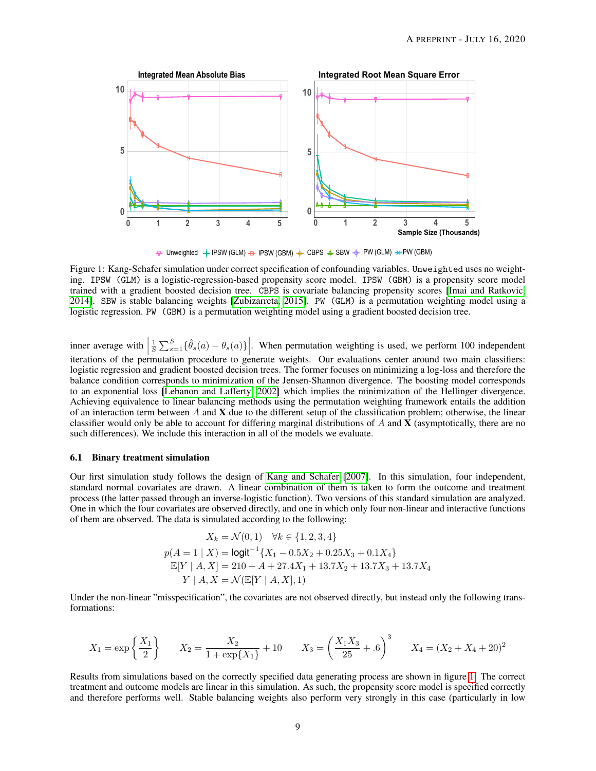Figure 1: Kang-Schafer simulation under correct specification of confounding variables. `Unweighted` uses no weighting. `IPSW (GLM)` is a logistic-regression-based propensity score model. `IPSW (GBM)` is a propensity score model trained with a gradient boosted decision tree. `CBPS` is covariate balancing propensity scores [Imai and Ratkovic, 2014]. `SBW` is stable balancing weights [Zubizarreta, 2015]. `PW (GLM)` is a permutation weighting model using a logistic regression. `PW (GBM)` is a permutation weighting model using a gradient boosted decision tree.

inner average with $\left|\frac{1}{S}\sum_{s=1}^{S}\{\hat{\theta}_s(a) - \theta_s(a)\}\right|$. When permutation weighting is used, we perform 100 independent iterations of the permutation procedure to generate weights. Our evaluations center around two main classifiers: logistic regression and gradient boosted decision trees. The former focuses on minimizing a log-loss and therefore the balance condition corresponds to minimization of the Jensen-Shannon divergence. The boosting model corresponds to an exponential loss [Lebanon and Lafferty, 2002] which implies the minimization of the Hellinger divergence. Achieving equivalence to linear balancing methods using the permutation weighting framework entails the addition of an interaction term between $A$ and $\mathbf{X}$ due to the different setup of the classification problem; otherwise, the linear classifier would only be able to account for differing marginal distributions of $A$ and $\mathbf{X}$ (asymptotically, there are no such differences). We include this interaction in all of the models we evaluate.

### 6.1 Binary treatment simulation

Our first simulation study follows the design of Kang and Schafer [2007]. In this simulation, four independent, standard normal covariates are drawn. A linear combination of them is taken to form the outcome and treatment process (the latter passed through an inverse-logistic function). Two versions of this standard simulation are analyzed. One in which the four covariates are observed directly, and one in which only four non-linear and interactive functions of them are observed. The data is simulated according to the following:

$$
\begin{aligned}
X_k &= \mathcal{N}(0, 1) \quad \forall k \in \{1, 2, 3, 4\} \\
p(A = 1 \mid X) &= \text{logit}^{-1}\{X_1 - 0.5X_2 + 0.25X_3 + 0.1X_4\} \\
\mathbb{E}[Y \mid A, X] &= 210 + A + 27.4X_1 + 13.7X_2 + 13.7X_3 + 13.7X_4 \\
Y \mid A, X &= \mathcal{N}(\mathbb{E}[Y \mid A, X], 1)
\end{aligned}
$$

Under the non-linear "misspecification", the covariates are not observed directly, but instead only the following transformations:

$$
X_1 = \exp\left\{\frac{X_1}{2}\right\} \qquad X_2 = \frac{X_2}{1 + \exp\{X_1\}} + 10 \qquad X_3 = \left(\frac{X_1 X_3}{25} + .6\right)^3 \qquad X_4 = (X_2 + X_4 + 20)^2
$$

Results from simulations based on the correctly specified data generating process are shown in figure 1. The correct treatment and outcome models are linear in this simulation. As such, the propensity score model is specified correctly and therefore performs well. Stable balancing weights also perform very strongly in this case (particularly in low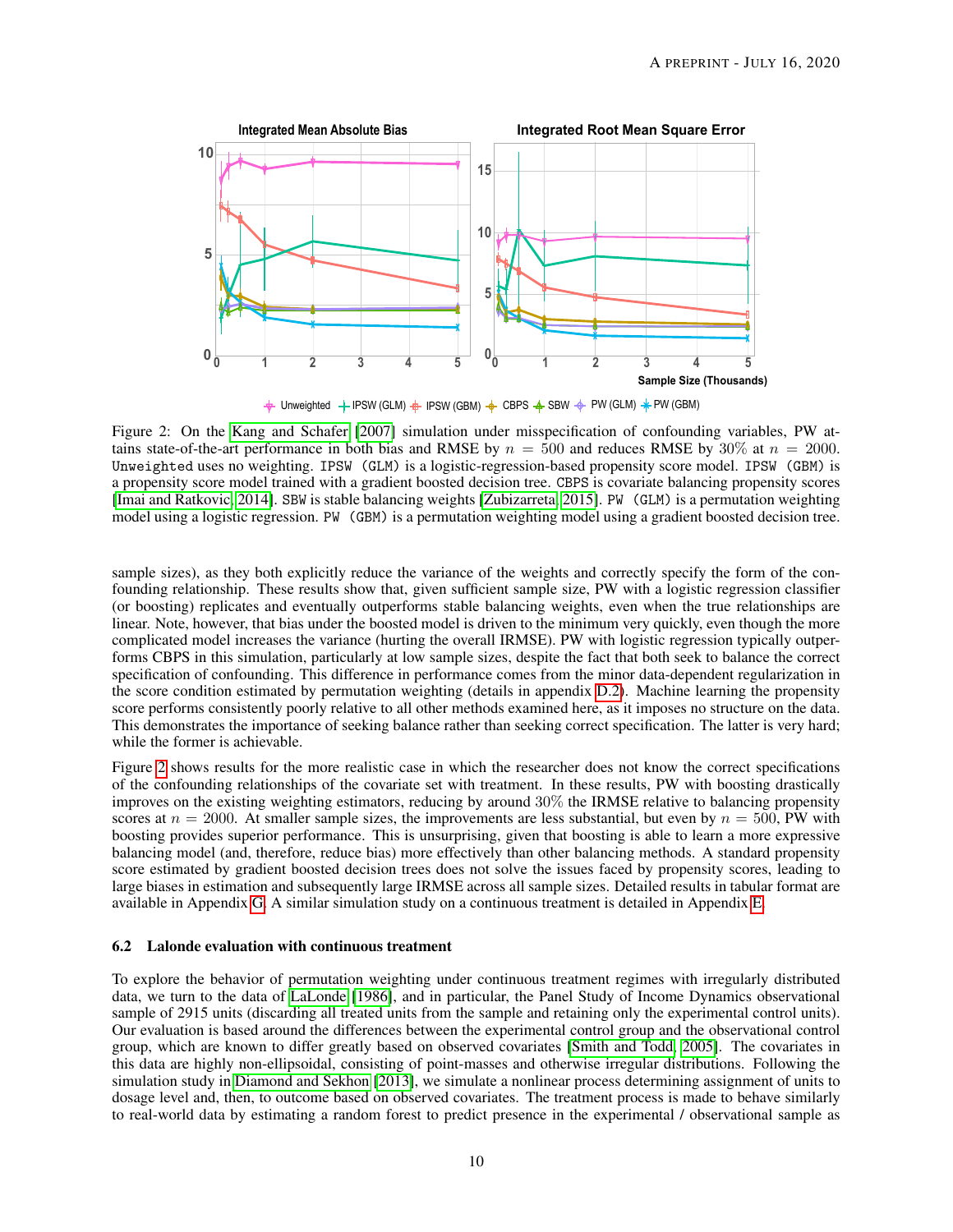Figure 2: On the Kang and Schafer [2007] simulation under misspecification of confounding variables, PW attains state-of-the-art performance in both bias and RMSE by $n = 500$ and reduces RMSE by 30% at $n = 2000$. `Unweighted` uses no weighting. `IPSW (GLM)` is a logistic-regression-based propensity score model. `IPSW (GBM)` is a propensity score model trained with a gradient boosted decision tree. `CBPS` is covariate balancing propensity scores [Imai and Ratkovic, 2014]. `SBW` is stable balancing weights [Zubizarreta, 2015]. `PW (GLM)` is a permutation weighting model using a logistic regression. `PW (GBM)` is a permutation weighting model using a gradient boosted decision tree.

sample sizes), as they both explicitly reduce the variance of the weights and correctly specify the form of the confounding relationship. These results show that, given sufficient sample size, PW with a logistic regression classifier (or boosting) replicates and eventually outperforms stable balancing weights, even when the true relationships are linear. Note, however, that bias under the boosted model is driven to the minimum very quickly, even though the more complicated model increases the variance (hurting the overall IRMSE). PW with logistic regression typically outperforms CBPS in this simulation, particularly at low sample sizes, despite the fact that both seek to balance the correct specification of confounding. This difference in performance comes from the minor data-dependent regularization in the score condition estimated by permutation weighting (details in appendix D.2). Machine learning the propensity score performs consistently poorly relative to all other methods examined here, as it imposes no structure on the data. This demonstrates the importance of seeking balance rather than seeking correct specification. The latter is very hard; while the former is achievable.

Figure 2 shows results for the more realistic case in which the researcher does not know the correct specifications of the confounding relationships of the covariate set with treatment. In these results, PW with boosting drastically improves on the existing weighting estimators, reducing by around 30% the IRMSE relative to balancing propensity scores at $n = 2000$. At smaller sample sizes, the improvements are less substantial, but even by $n = 500$, PW with boosting provides superior performance. This is unsurprising, given that boosting is able to learn a more expressive balancing model (and, therefore, reduce bias) more effectively than other balancing methods. A standard propensity score estimated by gradient boosted decision trees does not solve the issues faced by propensity scores, leading to large biases in estimation and subsequently large IRMSE across all sample sizes. Detailed results in tabular format are available in Appendix G. A similar simulation study on a continuous treatment is detailed in Appendix E.

### 6.2 Lalonde evaluation with continuous treatment

To explore the behavior of permutation weighting under continuous treatment regimes with irregularly distributed data, we turn to the data of LaLonde [1986], and in particular, the Panel Study of Income Dynamics observational sample of 2915 units (discarding all treated units from the sample and retaining only the experimental control units). Our evaluation is based around the differences between the experimental control group and the observational control group, which are known to differ greatly based on observed covariates [Smith and Todd, 2005]. The covariates in this data are highly non-ellipsoidal, consisting of point-masses and otherwise irregular distributions. Following the simulation study in Diamond and Sekhon [2013], we simulate a nonlinear process determining assignment of units to dosage level and, then, to outcome based on observed covariates. The treatment process is made to behave similarly to real-world data by estimating a random forest to predict presence in the experimental / observational sample as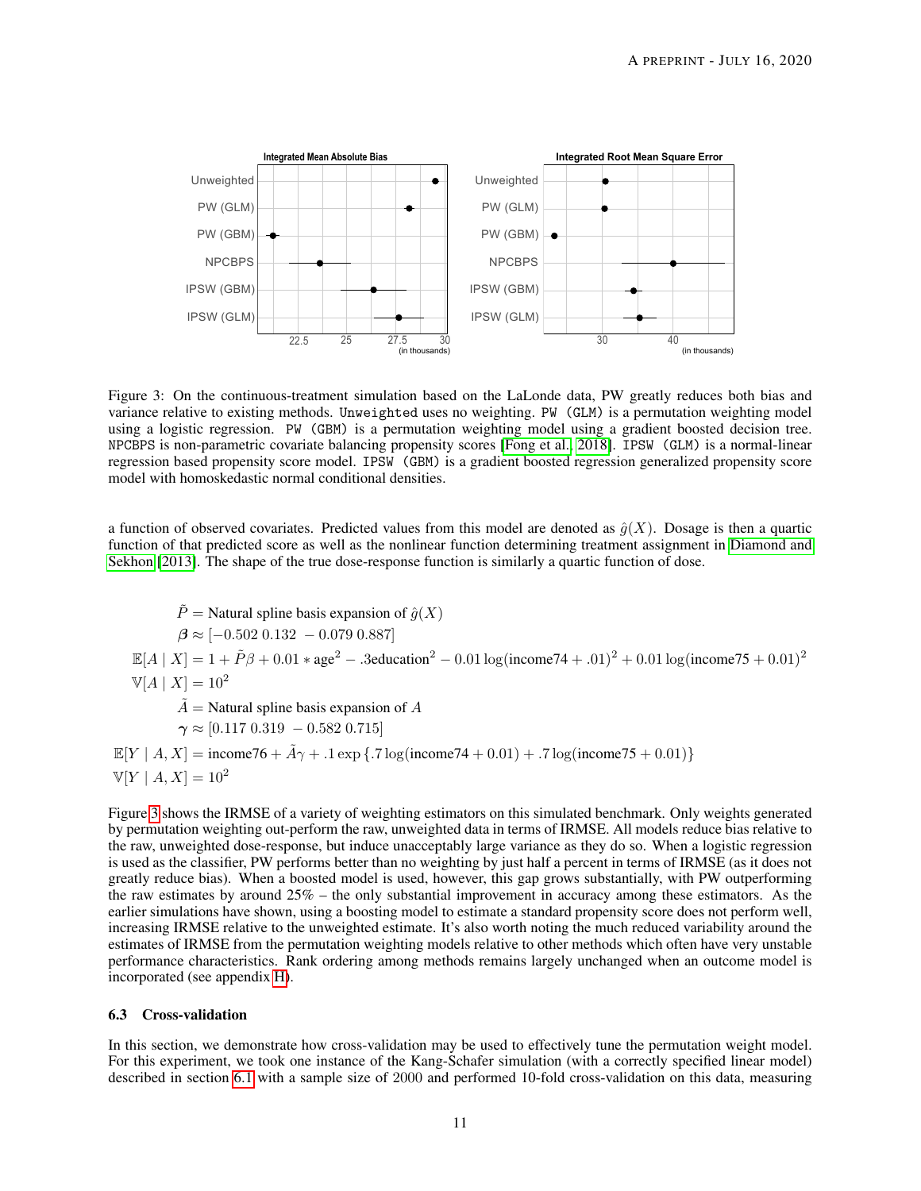Figure 3: On the continuous-treatment simulation based on the LaLonde data, PW greatly reduces both bias and variance relative to existing methods. `Unweighted` uses no weighting. `PW (GLM)` is a permutation weighting model using a logistic regression. `PW (GBM)` is a permutation weighting model using a gradient boosted decision tree. `NPCBPS` is non-parametric covariate balancing propensity scores [Fong et al., 2018]. `IPSW (GLM)` is a normal-linear regression based propensity score model. `IPSW (GBM)` is a gradient boosted regression generalized propensity score model with homoskedastic normal conditional densities.

a function of observed covariates. Predicted values from this model are denoted as $\hat{g}(X)$. Dosage is then a quartic function of that predicted score as well as the nonlinear function determining treatment assignment in Diamond and Sekhon [2013]. The shape of the true dose-response function is similarly a quartic function of dose.

$$
\begin{aligned}
\tilde{P} &= \text{Natural spline basis expansion of } \hat{g}(X) \\
\boldsymbol{\beta} &\approx [-0.502\ 0.132\ -0.079\ 0.887] \\
\mathbb{E}[A \mid X] &= 1 + \tilde{P}\beta + 0.01 * \text{age}^2 - .3\text{education}^2 - 0.01\log(\text{income74} + .01)^2 + 0.01\log(\text{income75} + 0.01)^2 \\
\mathbb{V}[A \mid X] &= 10^2 \\
\tilde{A} &= \text{Natural spline basis expansion of } A \\
\boldsymbol{\gamma} &\approx [0.117\ 0.319\ -0.582\ 0.715] \\
\mathbb{E}[Y \mid A, X] &= \text{income76} + \tilde{A}\gamma + .1\exp\{.7\log(\text{income74} + 0.01) + .7\log(\text{income75} + 0.01)\} \\
\mathbb{V}[Y \mid A, X] &= 10^2
\end{aligned}
$$

Figure 3 shows the IRMSE of a variety of weighting estimators on this simulated benchmark. Only weights generated by permutation weighting out-perform the raw, unweighted data in terms of IRMSE. All models reduce bias relative to the raw, unweighted dose-response, but induce unacceptably large variance as they do so. When a logistic regression is used as the classifier, PW performs better than no weighting by just half a percent in terms of IRMSE (as it does not greatly reduce bias). When a boosted model is used, however, this gap grows substantially, with PW outperforming the raw estimates by around 25% – the only substantial improvement in accuracy among these estimators. As the earlier simulations have shown, using a boosting model to estimate a standard propensity score does not perform well, increasing IRMSE relative to the unweighted estimate. It's also worth noting the much reduced variability around the estimates of IRMSE from the permutation weighting models relative to other methods which often have very unstable performance characteristics. Rank ordering among methods remains largely unchanged when an outcome model is incorporated (see appendix H).

### 6.3 Cross-validation

In this section, we demonstrate how cross-validation may be used to effectively tune the permutation weight model. For this experiment, we took one instance of the Kang-Schafer simulation (with a correctly specified linear model) described in section 6.1 with a sample size of 2000 and performed 10-fold cross-validation on this data, measuring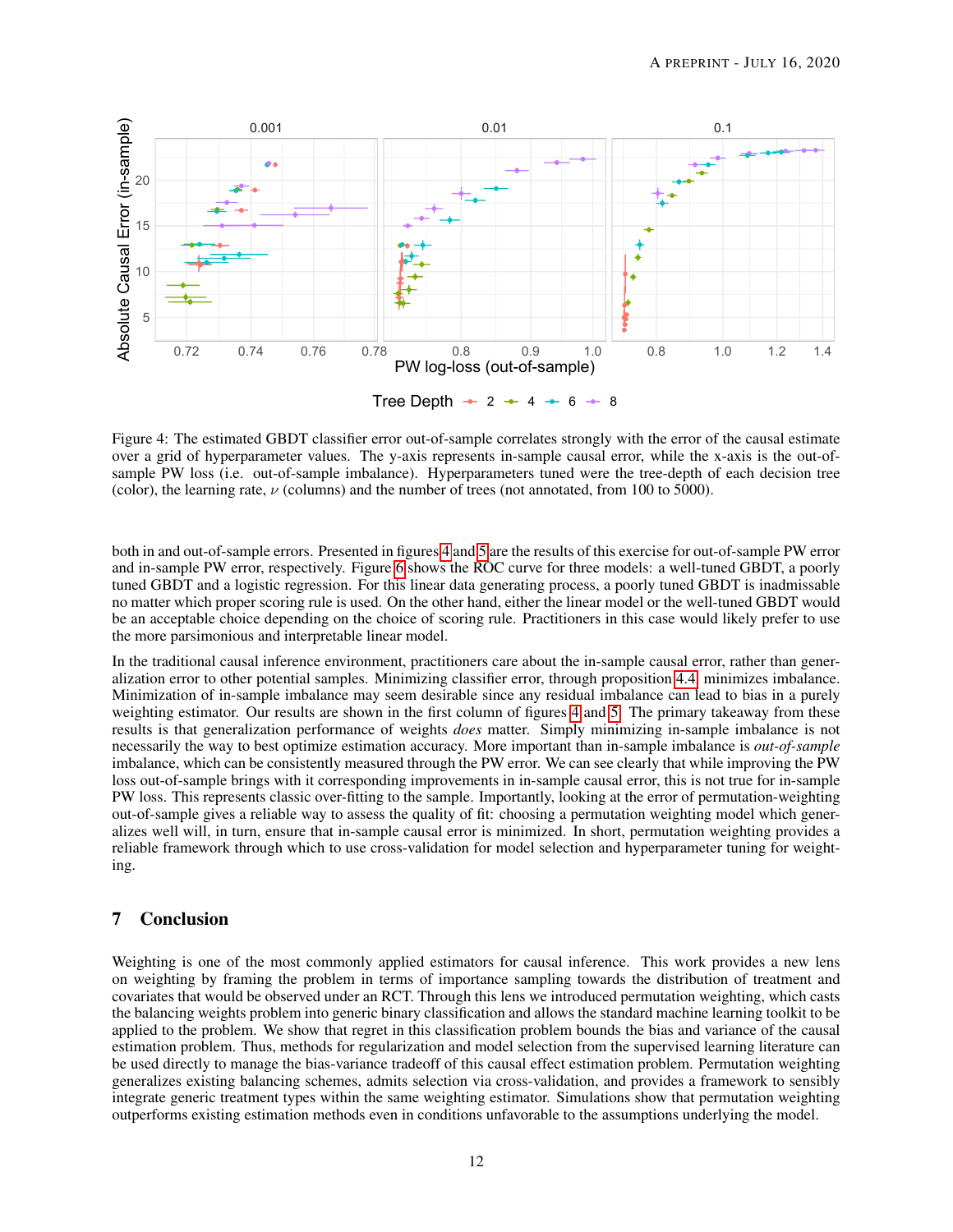Figure 4: The estimated GBDT classifier error out-of-sample correlates strongly with the error of the causal estimate over a grid of hyperparameter values. The y-axis represents in-sample causal error, while the x-axis is the out-of-sample PW loss (i.e. out-of-sample imbalance). Hyperparameters tuned were the tree-depth of each decision tree (color), the learning rate, $\nu$ (columns) and the number of trees (not annotated, from 100 to 5000).

both in and out-of-sample errors. Presented in figures 4 and 5 are the results of this exercise for out-of-sample PW error and in-sample PW error, respectively. Figure 6 shows the ROC curve for three models: a well-tuned GBDT, a poorly tuned GBDT and a logistic regression. For this linear data generating process, a poorly tuned GBDT is inadmissable no matter which proper scoring rule is used. On the other hand, either the linear model or the well-tuned GBDT would be an acceptable choice depending on the choice of scoring rule. Practitioners in this case would likely prefer to use the more parsimonious and interpretable linear model.

In the traditional causal inference environment, practitioners care about the in-sample causal error, rather than generalization error to other potential samples. Minimizing classifier error, through proposition 4.4 minimizes imbalance. Minimization of in-sample imbalance may seem desirable since any residual imbalance can lead to bias in a purely weighting estimator. Our results are shown in the first column of figures 4 and 5. The primary takeaway from these results is that generalization performance of weights *does* matter. Simply minimizing in-sample imbalance is not necessarily the way to best optimize estimation accuracy. More important than in-sample imbalance is *out-of-sample* imbalance, which can be consistently measured through the PW error. We can see clearly that while improving the PW loss out-of-sample brings with it corresponding improvements in in-sample causal error, this is not true for in-sample PW loss. This represents classic over-fitting to the sample. Importantly, looking at the error of permutation-weighting out-of-sample gives a reliable way to assess the quality of fit: choosing a permutation weighting model which generalizes well will, in turn, ensure that in-sample causal error is minimized. In short, permutation weighting provides a reliable framework through which to use cross-validation for model selection and hyperparameter tuning for weighting.

## 7 Conclusion

Weighting is one of the most commonly applied estimators for causal inference. This work provides a new lens on weighting by framing the problem in terms of importance sampling towards the distribution of treatment and covariates that would be observed under an RCT. Through this lens we introduced permutation weighting, which casts the balancing weights problem into generic binary classification and allows the standard machine learning toolkit to be applied to the problem. We show that regret in this classification problem bounds the bias and variance of the causal estimation problem. Thus, methods for regularization and model selection from the supervised learning literature can be used directly to manage the bias-variance tradeoff of this causal effect estimation problem. Permutation weighting generalizes existing balancing schemes, admits selection via cross-validation, and provides a framework to sensibly integrate generic treatment types within the same weighting estimator. Simulations show that permutation weighting outperforms existing estimation methods even in conditions unfavorable to the assumptions underlying the model.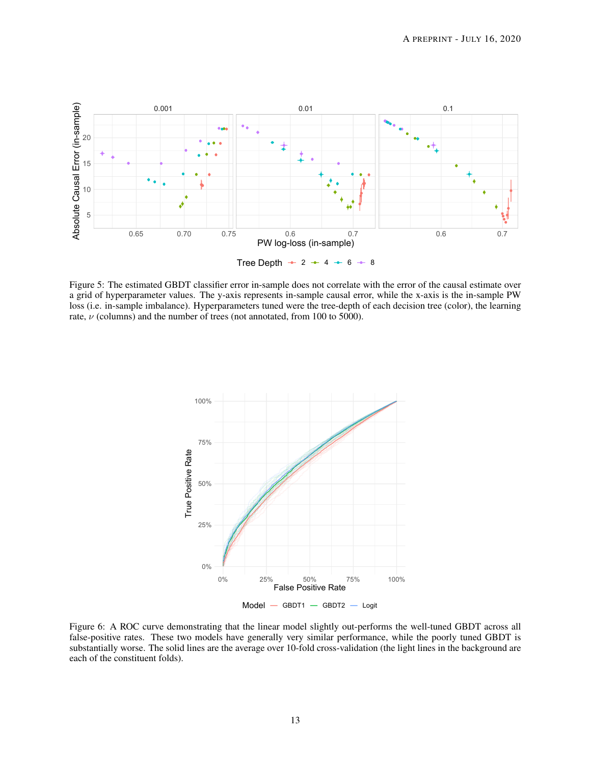Figure 5: The estimated GBDT classifier error in-sample does not correlate with the error of the causal estimate over a grid of hyperparameter values. The y-axis represents in-sample causal error, while the x-axis is the in-sample PW loss (i.e. in-sample imbalance). Hyperparameters tuned were the tree-depth of each decision tree (color), the learning rate, $\nu$ (columns) and the number of trees (not annotated, from 100 to 5000).

Figure 6: A ROC curve demonstrating that the linear model slightly out-performs the well-tuned GBDT across all false-positive rates. These two models have generally very similar performance, while the poorly tuned GBDT is substantially worse. The solid lines are the average over 10-fold cross-validation (the light lines in the background are each of the constituent folds).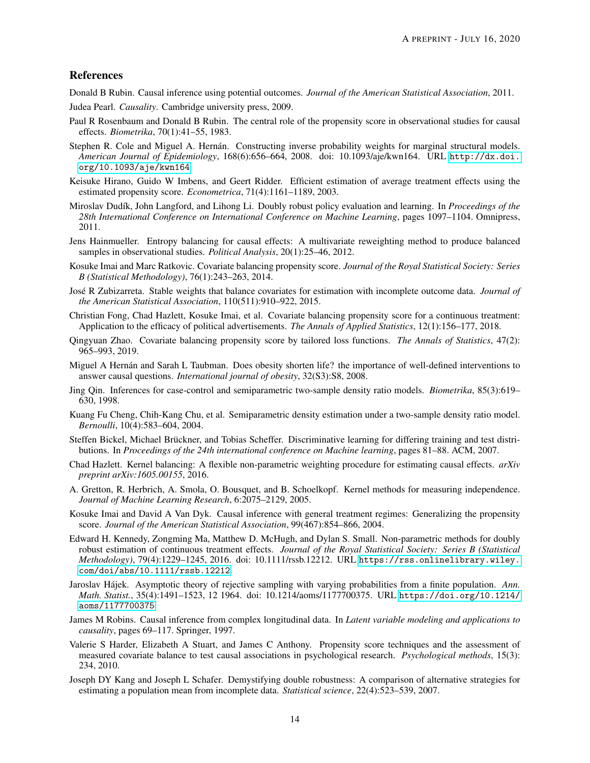## References

Donald B Rubin. Causal inference using potential outcomes. *Journal of the American Statistical Association*, 2011.

Judea Pearl. *Causality*. Cambridge university press, 2009.

Paul R Rosenbaum and Donald B Rubin. The central role of the propensity score in observational studies for causal effects. *Biometrika*, 70(1):41–55, 1983.

Stephen R. Cole and Miguel A. Hernán. Constructing inverse probability weights for marginal structural models. *American Journal of Epidemiology*, 168(6):656–664, 2008. doi: 10.1093/aje/kwn164. URL http://dx.doi.org/10.1093/aje/kwn164.

Keisuke Hirano, Guido W Imbens, and Geert Ridder. Efficient estimation of average treatment effects using the estimated propensity score. *Econometrica*, 71(4):1161–1189, 2003.

Miroslav Dudík, John Langford, and Lihong Li. Doubly robust policy evaluation and learning. In *Proceedings of the 28th International Conference on International Conference on Machine Learning*, pages 1097–1104. Omnipress, 2011.

Jens Hainmueller. Entropy balancing for causal effects: A multivariate reweighting method to produce balanced samples in observational studies. *Political Analysis*, 20(1):25–46, 2012.

Kosuke Imai and Marc Ratkovic. Covariate balancing propensity score. *Journal of the Royal Statistical Society: Series B (Statistical Methodology)*, 76(1):243–263, 2014.

José R Zubizarreta. Stable weights that balance covariates for estimation with incomplete outcome data. *Journal of the American Statistical Association*, 110(511):910–922, 2015.

Christian Fong, Chad Hazlett, Kosuke Imai, et al. Covariate balancing propensity score for a continuous treatment: Application to the efficacy of political advertisements. *The Annals of Applied Statistics*, 12(1):156–177, 2018.

Qingyuan Zhao. Covariate balancing propensity score by tailored loss functions. *The Annals of Statistics*, 47(2): 965–993, 2019.

Miguel A Hernán and Sarah L Taubman. Does obesity shorten life? the importance of well-defined interventions to answer causal questions. *International journal of obesity*, 32(S3):S8, 2008.

Jing Qin. Inferences for case-control and semiparametric two-sample density ratio models. *Biometrika*, 85(3):619–630, 1998.

Kuang Fu Cheng, Chih-Kang Chu, et al. Semiparametric density estimation under a two-sample density ratio model. *Bernoulli*, 10(4):583–604, 2004.

Steffen Bickel, Michael Brückner, and Tobias Scheffer. Discriminative learning for differing training and test distributions. In *Proceedings of the 24th international conference on Machine learning*, pages 81–88. ACM, 2007.

Chad Hazlett. Kernel balancing: A flexible non-parametric weighting procedure for estimating causal effects. *arXiv preprint arXiv:1605.00155*, 2016.

A. Gretton, R. Herbrich, A. Smola, O. Bousquet, and B. Schoelkopf. Kernel methods for measuring independence. *Journal of Machine Learning Research*, 6:2075–2129, 2005.

Kosuke Imai and David A Van Dyk. Causal inference with general treatment regimes: Generalizing the propensity score. *Journal of the American Statistical Association*, 99(467):854–866, 2004.

Edward H. Kennedy, Zongming Ma, Matthew D. McHugh, and Dylan S. Small. Non-parametric methods for doubly robust estimation of continuous treatment effects. *Journal of the Royal Statistical Society: Series B (Statistical Methodology)*, 79(4):1229–1245, 2016. doi: 10.1111/rssb.12212. URL https://rss.onlinelibrary.wiley.com/doi/abs/10.1111/rssb.12212.

Jaroslav Hájek. Asymptotic theory of rejective sampling with varying probabilities from a finite population. *Ann. Math. Statist.*, 35(4):1491–1523, 12 1964. doi: 10.1214/aoms/1177700375. URL https://doi.org/10.1214/aoms/1177700375.

James M Robins. Causal inference from complex longitudinal data. In *Latent variable modeling and applications to causality*, pages 69–117. Springer, 1997.

Valerie S Harder, Elizabeth A Stuart, and James C Anthony. Propensity score techniques and the assessment of measured covariate balance to test causal associations in psychological research. *Psychological methods*, 15(3): 234, 2010.

Joseph DY Kang and Joseph L Schafer. Demystifying double robustness: A comparison of alternative strategies for estimating a population mean from incomplete data. *Statistical science*, 22(4):523–539, 2007.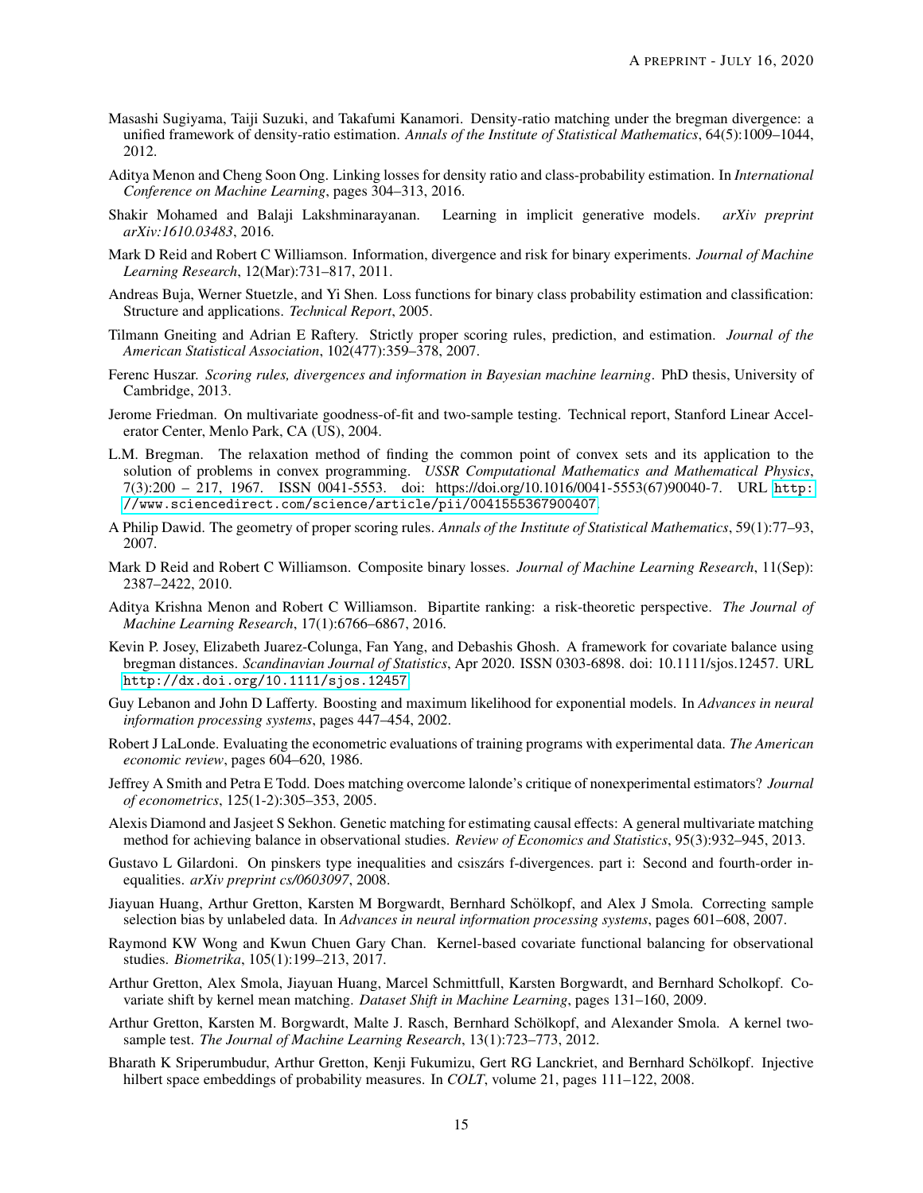Masashi Sugiyama, Taiji Suzuki, and Takafumi Kanamori. Density-ratio matching under the bregman divergence: a unified framework of density-ratio estimation. *Annals of the Institute of Statistical Mathematics*, 64(5):1009–1044, 2012.

Aditya Menon and Cheng Soon Ong. Linking losses for density ratio and class-probability estimation. In *International Conference on Machine Learning*, pages 304–313, 2016.

Shakir Mohamed and Balaji Lakshminarayanan. Learning in implicit generative models. *arXiv preprint arXiv:1610.03483*, 2016.

Mark D Reid and Robert C Williamson. Information, divergence and risk for binary experiments. *Journal of Machine Learning Research*, 12(Mar):731–817, 2011.

Andreas Buja, Werner Stuetzle, and Yi Shen. Loss functions for binary class probability estimation and classification: Structure and applications. *Technical Report*, 2005.

Tilmann Gneiting and Adrian E Raftery. Strictly proper scoring rules, prediction, and estimation. *Journal of the American Statistical Association*, 102(477):359–378, 2007.

Ferenc Huszar. *Scoring rules, divergences and information in Bayesian machine learning*. PhD thesis, University of Cambridge, 2013.

Jerome Friedman. On multivariate goodness-of-fit and two-sample testing. Technical report, Stanford Linear Accelerator Center, Menlo Park, CA (US), 2004.

L.M. Bregman. The relaxation method of finding the common point of convex sets and its application to the solution of problems in convex programming. *USSR Computational Mathematics and Mathematical Physics*, 7(3):200 – 217, 1967. ISSN 0041-5553. doi: https://doi.org/10.1016/0041-5553(67)90040-7. URL http://www.sciencedirect.com/science/article/pii/0041555367900407.

A Philip Dawid. The geometry of proper scoring rules. *Annals of the Institute of Statistical Mathematics*, 59(1):77–93, 2007.

Mark D Reid and Robert C Williamson. Composite binary losses. *Journal of Machine Learning Research*, 11(Sep): 2387–2422, 2010.

Aditya Krishna Menon and Robert C Williamson. Bipartite ranking: a risk-theoretic perspective. *The Journal of Machine Learning Research*, 17(1):6766–6867, 2016.

Kevin P. Josey, Elizabeth Juarez-Colunga, Fan Yang, and Debashis Ghosh. A framework for covariate balance using bregman distances. *Scandinavian Journal of Statistics*, Apr 2020. ISSN 0303-6898. doi: 10.1111/sjos.12457. URL http://dx.doi.org/10.1111/sjos.12457.

Guy Lebanon and John D Lafferty. Boosting and maximum likelihood for exponential models. In *Advances in neural information processing systems*, pages 447–454, 2002.

Robert J LaLonde. Evaluating the econometric evaluations of training programs with experimental data. *The American economic review*, pages 604–620, 1986.

Jeffrey A Smith and Petra E Todd. Does matching overcome lalonde's critique of nonexperimental estimators? *Journal of econometrics*, 125(1-2):305–353, 2005.

Alexis Diamond and Jasjeet S Sekhon. Genetic matching for estimating causal effects: A general multivariate matching method for achieving balance in observational studies. *Review of Economics and Statistics*, 95(3):932–945, 2013.

Gustavo L Gilardoni. On pinskers type inequalities and csiszárs f-divergences. part i: Second and fourth-order inequalities. *arXiv preprint cs/0603097*, 2008.

Jiayuan Huang, Arthur Gretton, Karsten M Borgwardt, Bernhard Schölkopf, and Alex J Smola. Correcting sample selection bias by unlabeled data. In *Advances in neural information processing systems*, pages 601–608, 2007.

Raymond KW Wong and Kwun Chuen Gary Chan. Kernel-based covariate functional balancing for observational studies. *Biometrika*, 105(1):199–213, 2017.

Arthur Gretton, Alex Smola, Jiayuan Huang, Marcel Schmittfull, Karsten Borgwardt, and Bernhard Scholkopf. Covariate shift by kernel mean matching. *Dataset Shift in Machine Learning*, pages 131–160, 2009.

Arthur Gretton, Karsten M. Borgwardt, Malte J. Rasch, Bernhard Schölkopf, and Alexander Smola. A kernel two-sample test. *The Journal of Machine Learning Research*, 13(1):723–773, 2012.

Bharath K Sriperumbudur, Arthur Gretton, Kenji Fukumizu, Gert RG Lanckriet, and Bernhard Schölkopf. Injective hilbert space embeddings of probability measures. In *COLT*, volume 21, pages 111–122, 2008.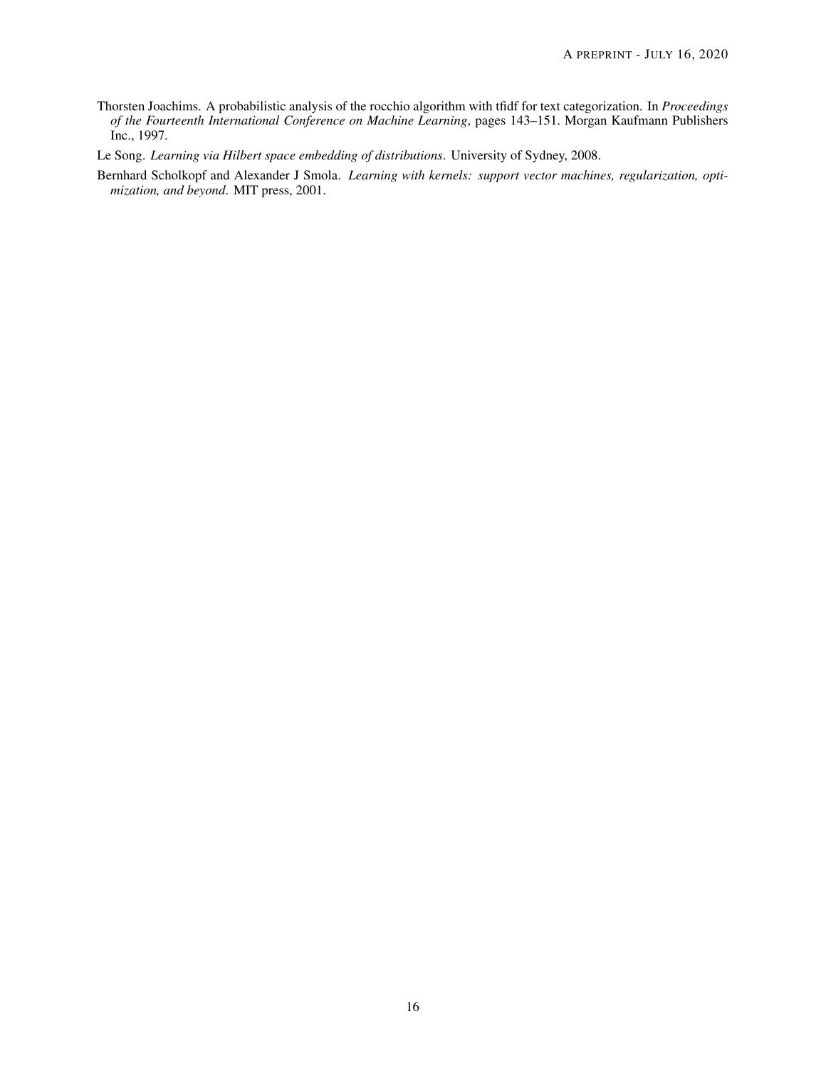Thorsten Joachims. A probabilistic analysis of the rocchio algorithm with tfidf for text categorization. In *Proceedings of the Fourteenth International Conference on Machine Learning*, pages 143–151. Morgan Kaufmann Publishers Inc., 1997.

Le Song. *Learning via Hilbert space embedding of distributions*. University of Sydney, 2008.

Bernhard Scholkopf and Alexander J Smola. *Learning with kernels: support vector machines, regularization, optimization, and beyond*. MIT press, 2001.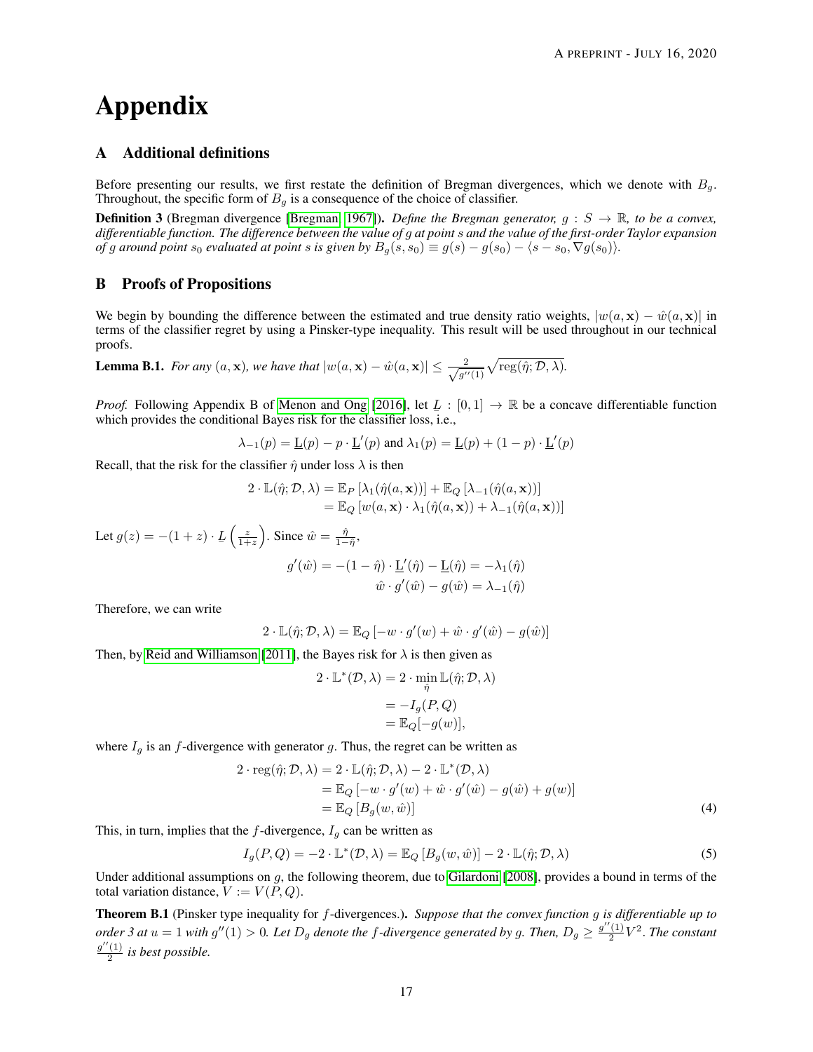# Appendix

## A Additional definitions

Before presenting our results, we first restate the definition of Bregman divergences, which we denote with $B_g$. Throughout, the specific form of $B_g$ is a consequence of the choice of classifier.

**Definition 3** (Bregman divergence [Bregman, 1967]). *Define the Bregman generator, $g : S \to \mathbb{R}$, to be a convex, differentiable function. The difference between the value of $g$ at point $s$ and the value of the first-order Taylor expansion of $g$ around point $s_0$ evaluated at point $s$ is given by $B_g(s, s_0) \equiv g(s) - g(s_0) - \langle s - s_0, \nabla g(s_0)\rangle$.*

## B Proofs of Propositions

We begin by bounding the difference between the estimated and true density ratio weights, $|w(a, \mathbf{x}) - \hat{w}(a, \mathbf{x})|$ in terms of the classifier regret by using a Pinsker-type inequality. This result will be used throughout in our technical proofs.

**Lemma B.1.** *For any $(a, \mathbf{x})$, we have that $|w(a, \mathbf{x}) - \hat{w}(a, \mathbf{x})| \leq \frac{2}{\sqrt{g''(1)}}\sqrt{\mathrm{reg}(\hat{\eta}; \mathcal{D}, \lambda)}$.*

*Proof.* Following Appendix B of Menon and Ong [2016], let $\underline{L} : [0, 1] \to \mathbb{R}$ be a concave differentiable function which provides the conditional Bayes risk for the classifier loss, i.e.,

$$\lambda_{-1}(p) = \underline{L}(p) - p \cdot \underline{L}'(p) \text{ and } \lambda_1(p) = \underline{L}(p) + (1 - p) \cdot \underline{L}'(p)$$

Recall, that the risk for the classifier $\hat{\eta}$ under loss $\lambda$ is then

$$\begin{aligned}
2 \cdot \mathbb{L}(\hat{\eta}; \mathcal{D}, \lambda) &= \mathbb{E}_P\left[\lambda_1(\hat{\eta}(a, \mathbf{x}))\right] + \mathbb{E}_Q\left[\lambda_{-1}(\hat{\eta}(a, \mathbf{x}))\right] \\
&= \mathbb{E}_Q\left[w(a, \mathbf{x}) \cdot \lambda_1(\hat{\eta}(a, \mathbf{x})) + \lambda_{-1}(\hat{\eta}(a, \mathbf{x}))\right]
\end{aligned}$$

Let $g(z) = -(1 + z) \cdot \underline{L}\left(\frac{z}{1+z}\right)$. Since $\hat{w} = \frac{\hat{\eta}}{1-\hat{\eta}}$,

$$\begin{aligned}
g'(\hat{w}) &= -(1 - \hat{\eta}) \cdot \underline{L}'(\hat{\eta}) - \underline{L}(\hat{\eta}) = -\lambda_1(\hat{\eta}) \\
\hat{w} \cdot g'(\hat{w}) - g(\hat{w}) &= \lambda_{-1}(\hat{\eta})
\end{aligned}$$

Therefore, we can write

$$2 \cdot \mathbb{L}(\hat{\eta}; \mathcal{D}, \lambda) = \mathbb{E}_Q\left[-w \cdot g'(w) + \hat{w} \cdot g'(\hat{w}) - g(\hat{w})\right]$$

Then, by Reid and Williamson [2011], the Bayes risk for $\lambda$ is then given as

$$\begin{aligned}
2 \cdot \mathbb{L}^*(\mathcal{D}, \lambda) &= 2 \cdot \min_{\hat{\eta}} \mathbb{L}(\hat{\eta}; \mathcal{D}, \lambda) \\
&= -I_g(P, Q) \\
&= \mathbb{E}_Q[-g(w)],
\end{aligned}$$

where $I_g$ is an $f$-divergence with generator $g$. Thus, the regret can be written as

$$\begin{aligned}
2 \cdot \mathrm{reg}(\hat{\eta}; \mathcal{D}, \lambda) &= 2 \cdot \mathbb{L}(\hat{\eta}; \mathcal{D}, \lambda) - 2 \cdot \mathbb{L}^*(\mathcal{D}, \lambda) \\
&= \mathbb{E}_Q\left[-w \cdot g'(w) + \hat{w} \cdot g'(\hat{w}) - g(\hat{w}) + g(w)\right] \\
&= \mathbb{E}_Q\left[B_g(w, \hat{w})\right] \qquad (4)
\end{aligned}$$

This, in turn, implies that the $f$-divergence, $I_g$ can be written as

$$I_g(P, Q) = -2 \cdot \mathbb{L}^*(\mathcal{D}, \lambda) = \mathbb{E}_Q\left[B_g(w, \hat{w})\right] - 2 \cdot \mathbb{L}(\hat{\eta}; \mathcal{D}, \lambda) \qquad (5)$$

Under additional assumptions on $g$, the following theorem, due to Gilardoni [2008], provides a bound in terms of the total variation distance, $V := V(P, Q)$.

**Theorem B.1** (Pinsker type inequality for $f$-divergences.). *Suppose that the convex function $g$ is differentiable up to order 3 at $u = 1$ with $g''(1) > 0$. Let $D_g$ denote the $f$-divergence generated by $g$. Then, $D_g \geq \frac{g''(1)}{2}V^2$. The constant $\frac{g''(1)}{2}$ is best possible.*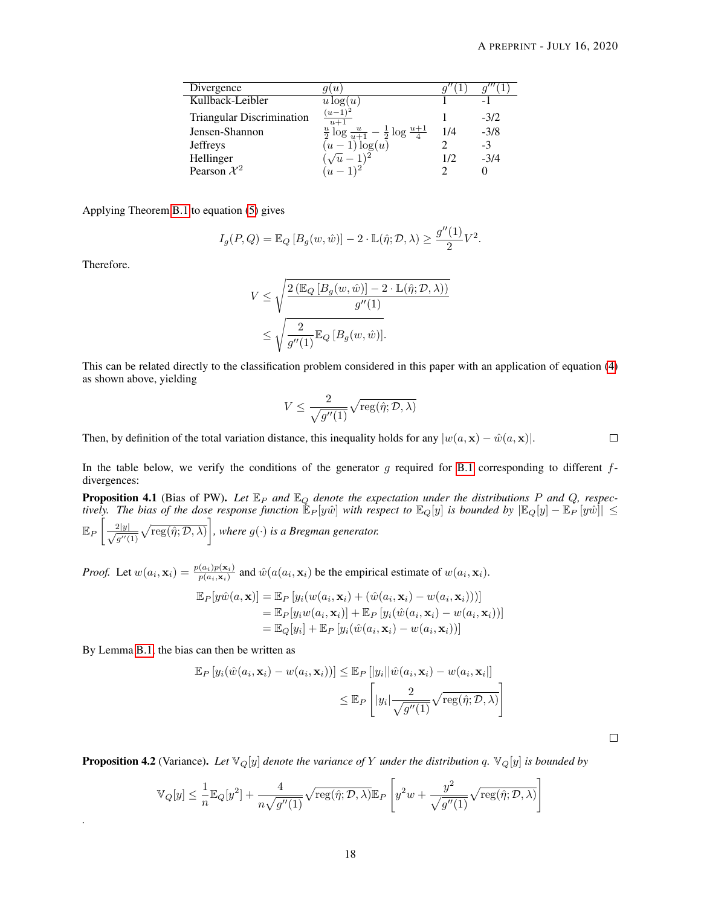| Divergence | $g(u)$ | $g''(1)$ | $g'''(1)$ |
|---|---|---|---|
| Kullback-Leibler | $u\log(u)$ | 1 | -1 |
| Triangular Discrimination | $\frac{(u-1)^2}{u+1}$ | 1 | -3/2 |
| Jensen-Shannon | $\frac{u}{2}\log\frac{u}{u+1} - \frac{1}{2}\log\frac{u+1}{4}$ | 1/4 | -3/8 |
| Jeffreys | $(u-1)\log(u)$ | 2 | -3 |
| Hellinger | $(\sqrt{u}-1)^2$ | 1/2 | -3/4 |
| Pearson $\mathcal{X}^2$ | $(u-1)^2$ | 2 | 0 |

Applying Theorem B.1 to equation (5) gives

$$I_g(P,Q) = \mathbb{E}_Q\left[B_g(w,\hat{w})\right] - 2\cdot\mathbb{L}(\hat{\eta};\mathcal{D},\lambda) \geq \frac{g''(1)}{2}V^2.$$

Therefore.

$$\begin{aligned} V &\leq \sqrt{\frac{2\left(\mathbb{E}_Q\left[B_g(w,\hat{w})\right] - 2\cdot\mathbb{L}(\hat{\eta};\mathcal{D},\lambda)\right)}{g''(1)}} \\ &\leq \sqrt{\frac{2}{g''(1)}\mathbb{E}_Q\left[B_g(w,\hat{w})\right]}. \end{aligned}$$

This can be related directly to the classification problem considered in this paper with an application of equation (4) as shown above, yielding

$$V \leq \frac{2}{\sqrt{g''(1)}}\sqrt{\text{reg}(\hat{\eta};\mathcal{D},\lambda)}$$

Then, by definition of the total variation distance, this inequality holds for any $|w(a,\mathbf{x}) - \hat{w}(a,\mathbf{x})|$. □

In the table below, we verify the conditions of the generator $g$ required for B.1 corresponding to different $f$-divergences:

**Proposition 4.1** (Bias of PW). *Let $\mathbb{E}_P$ and $\mathbb{E}_Q$ denote the expectation under the distributions $P$ and $Q$, respectively. The bias of the dose response function $\mathbb{E}_P[y\hat{w}]$ with respect to $\mathbb{E}_Q[y]$ is bounded by $|\mathbb{E}_Q[y] - \mathbb{E}_P[y\hat{w}]| \leq \mathbb{E}_P\left[\frac{2|y|}{\sqrt{g''(1)}}\sqrt{\text{reg}(\hat{\eta};\mathcal{D},\lambda)}\right]$, where $g(\cdot)$ is a Bregman generator.*

*Proof.* Let $w(a_i,\mathbf{x}_i) = \frac{p(a_i)p(\mathbf{x}_i)}{p(a_i,\mathbf{x}_i)}$ and $\hat{w}(a(a_i,\mathbf{x}_i)$ be the empirical estimate of $w(a_i,\mathbf{x}_i)$.

$$\begin{aligned} \mathbb{E}_P[y\hat{w}(a,\mathbf{x})] &= \mathbb{E}_P\left[y_i(w(a_i,\mathbf{x}_i) + (\hat{w}(a_i,\mathbf{x}_i) - w(a_i,\mathbf{x}_i)))\right] \\ &= \mathbb{E}_P[y_i w(a_i,\mathbf{x}_i)] + \mathbb{E}_P\left[y_i(\hat{w}(a_i,\mathbf{x}_i) - w(a_i,\mathbf{x}_i))\right] \\ &= \mathbb{E}_Q[y_i] + \mathbb{E}_P\left[y_i(\hat{w}(a_i,\mathbf{x}_i) - w(a_i,\mathbf{x}_i))\right] \end{aligned}$$

By Lemma B.1, the bias can then be written as

$$\begin{aligned} \mathbb{E}_P\left[y_i(\hat{w}(a_i,\mathbf{x}_i) - w(a_i,\mathbf{x}_i))\right] &\leq \mathbb{E}_P\left[|y_i||\hat{w}(a_i,\mathbf{x}_i) - w(a_i,\mathbf{x}_i|\right] \\ &\leq \mathbb{E}_P\left[|y_i|\frac{2}{\sqrt{g''(1)}}\sqrt{\text{reg}(\hat{\eta};\mathcal{D},\lambda)}\right] \end{aligned}$$

□

**Proposition 4.2** (Variance). *Let $\mathbb{V}_Q[y]$ denote the variance of $Y$ under the distribution $q$. $\mathbb{V}_Q[y]$ is bounded by*

$$\mathbb{V}_Q[y] \leq \frac{1}{n}\mathbb{E}_Q[y^2] + \frac{4}{n\sqrt{g''(1)}}\sqrt{\text{reg}(\hat{\eta};\mathcal{D},\lambda)}\mathbb{E}_P\left[y^2 w + \frac{y^2}{\sqrt{g''(1)}}\sqrt{\text{reg}(\hat{\eta};\mathcal{D},\lambda)}\right]$$

.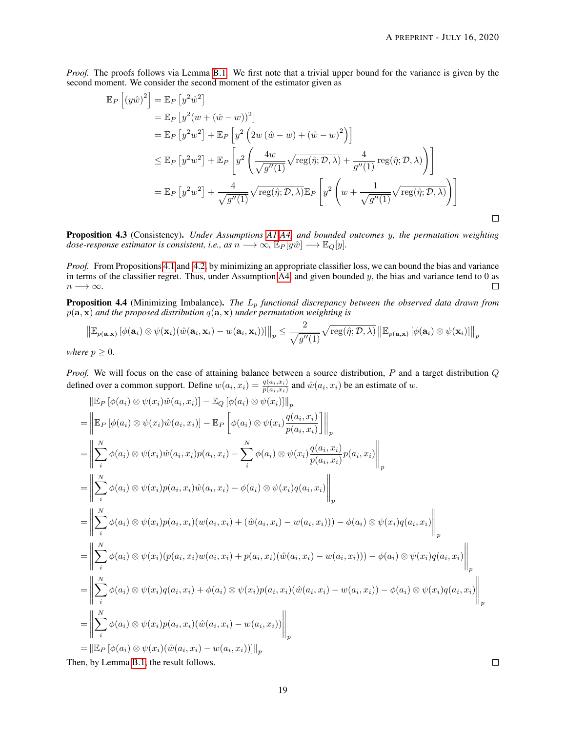*Proof.* The proofs follows via Lemma B.1. We first note that a trivial upper bound for the variance is given by the second moment. We consider the second moment of the estimator given as

$$
\begin{aligned}
\mathbb{E}_P\left[(y\hat{w})^2\right] &= \mathbb{E}_P\left[y^2\hat{w}^2\right] \\
&= \mathbb{E}_P\left[y^2(w + (\hat{w} - w))^2\right] \\
&= \mathbb{E}_P\left[y^2w^2\right] + \mathbb{E}_P\left[y^2\left(2w\left(\hat{w} - w\right) + \left(\hat{w} - w\right)^2\right)\right] \\
&\leq \mathbb{E}_P\left[y^2w^2\right] + \mathbb{E}_P\left[y^2\left(\frac{4w}{\sqrt{g''(1)}}\sqrt{\operatorname{reg}(\hat{\eta}; \mathcal{D}, \lambda)} + \frac{4}{g''(1)}\operatorname{reg}(\hat{\eta}; \mathcal{D}, \lambda)\right)\right] \\
&= \mathbb{E}_P\left[y^2w^2\right] + \frac{4}{\sqrt{g''(1)}}\sqrt{\operatorname{reg}(\hat{\eta}; \mathcal{D}, \lambda)}\mathbb{E}_P\left[y^2\left(w + \frac{1}{\sqrt{g''(1)}}\sqrt{\operatorname{reg}(\hat{\eta}; \mathcal{D}, \lambda)}\right)\right]
\end{aligned}
$$

□

**Proposition 4.3** (Consistency). *Under Assumptions A1-A4, and bounded outcomes y, the permutation weighting dose-response estimator is consistent, i.e., as $n \longrightarrow \infty$, $\mathbb{E}_P[y\hat{w}] \longrightarrow \mathbb{E}_Q[y]$.*

*Proof.* From Propositions 4.1 and 4.2, by minimizing an appropriate classifier loss, we can bound the bias and variance in terms of the classifier regret. Thus, under Assumption A4, and given bounded $y$, the bias and variance tend to 0 as $n \longrightarrow \infty$. □

**Proposition 4.4** (Minimizing Imbalance). *The $L_p$ functional discrepancy between the observed data drawn from $p(\mathbf{a}, \mathbf{x})$ and the proposed distribution $q(\mathbf{a}, \mathbf{x})$ under permutation weighting is*

$$
\left\|\mathbb{E}_{p(\mathbf{a},\mathbf{x})}\left[\phi(\mathbf{a}_i) \otimes \psi(\mathbf{x}_i)(\hat{w}(\mathbf{a}_i, \mathbf{x}_i) - w(\mathbf{a}_i, \mathbf{x}_i))\right]\right\|_p \leq \frac{2}{\sqrt{g''(1)}}\sqrt{\operatorname{reg}(\hat{\eta}; \mathcal{D}, \lambda)}\left\|\mathbb{E}_{p(\mathbf{a},\mathbf{x})}\left[\phi(\mathbf{a}_i) \otimes \psi(\mathbf{x}_i)\right]\right\|_p
$$

*where $p \geq 0$.*

*Proof.* We will focus on the case of attaining balance between a source distribution, $P$ and a target distribution $Q$ defined over a common support. Define $w(a_i, x_i) = \frac{q(a_i, x_i)}{p(a_i, x_i)}$ and $\hat{w}(a_i, x_i)$ be an estimate of $w$.

$$
\begin{aligned}
&\left\|\mathbb{E}_P\left[\phi(a_i) \otimes \psi(x_i)\hat{w}(a_i, x_i)\right] - \mathbb{E}_Q\left[\phi(a_i) \otimes \psi(x_i)\right]\right\|_p \\
&= \left\|\mathbb{E}_P\left[\phi(a_i) \otimes \psi(x_i)\hat{w}(a_i, x_i)\right] - \mathbb{E}_P\left[\phi(a_i) \otimes \psi(x_i)\frac{q(a_i, x_i)}{p(a_i, x_i)}\right]\right\|_p \\
&= \left\|\sum_i^N \phi(a_i) \otimes \psi(x_i)\hat{w}(a_i, x_i)p(a_i, x_i) - \sum_i^N \phi(a_i) \otimes \psi(x_i)\frac{q(a_i, x_i)}{p(a_i, x_i)}p(a_i, x_i)\right\|_p \\
&= \left\|\sum_i^N \phi(a_i) \otimes \psi(x_i)p(a_i, x_i)\hat{w}(a_i, x_i) - \phi(a_i) \otimes \psi(x_i)q(a_i, x_i)\right\|_p \\
&= \left\|\sum_i^N \phi(a_i) \otimes \psi(x_i)p(a_i, x_i)(w(a_i, x_i) + (\hat{w}(a_i, x_i) - w(a_i, x_i))) - \phi(a_i) \otimes \psi(x_i)q(a_i, x_i)\right\|_p \\
&= \left\|\sum_i^N \phi(a_i) \otimes \psi(x_i)(p(a_i, x_i)w(a_i, x_i) + p(a_i, x_i)(\hat{w}(a_i, x_i) - w(a_i, x_i))) - \phi(a_i) \otimes \psi(x_i)q(a_i, x_i)\right\|_p \\
&= \left\|\sum_i^N \phi(a_i) \otimes \psi(x_i)q(a_i, x_i) + \phi(a_i) \otimes \psi(x_i)p(a_i, x_i)(\hat{w}(a_i, x_i) - w(a_i, x_i)) - \phi(a_i) \otimes \psi(x_i)q(a_i, x_i)\right\|_p \\
&= \left\|\sum_i^N \phi(a_i) \otimes \psi(x_i)p(a_i, x_i)(\hat{w}(a_i, x_i) - w(a_i, x_i))\right\|_p \\
&= \left\|\mathbb{E}_P\left[\phi(a_i) \otimes \psi(x_i)(\hat{w}(a_i, x_i) - w(a_i, x_i))\right]\right\|_p
\end{aligned}
$$

Then, by Lemma B.1, the result follows. □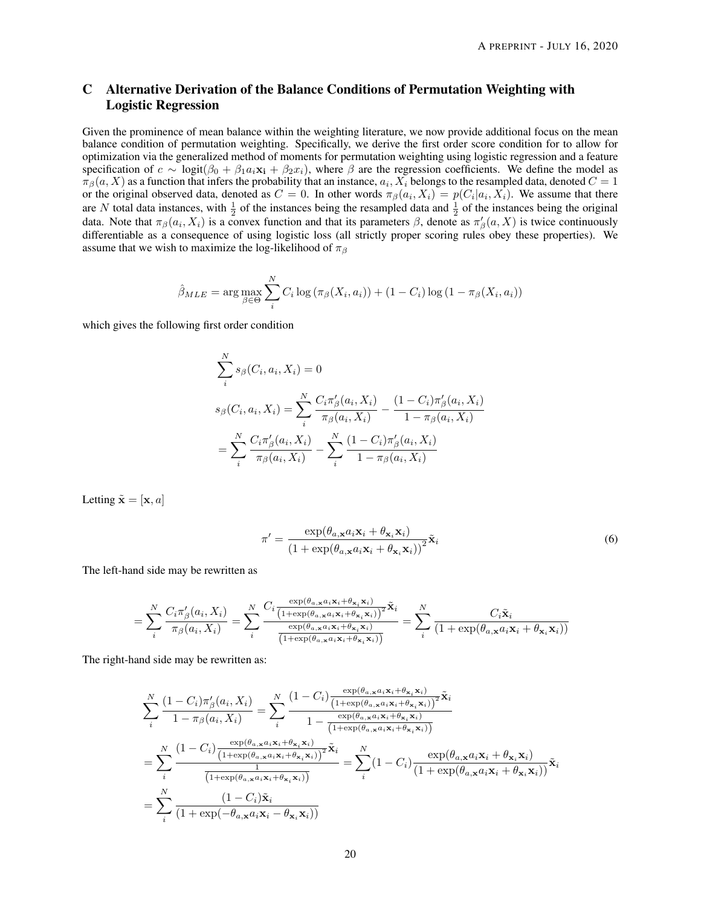# C Alternative Derivation of the Balance Conditions of Permutation Weighting with Logistic Regression

Given the prominence of mean balance within the weighting literature, we now provide additional focus on the mean balance condition of permutation weighting. Specifically, we derive the first order score condition for to allow for optimization via the generalized method of moments for permutation weighting using logistic regression and a feature specification of $c \sim \text{logit}(\beta_0 + \beta_1 a_i \mathbf{x_i} + \beta_2 x_i)$, where $\beta$ are the regression coefficients. We define the model as $\pi_\beta(a, X)$ as a function that infers the probability that an instance, $a_i, X_i$ belongs to the resampled data, denoted $C = 1$ or the original observed data, denoted as $C = 0$. In other words $\pi_\beta(a_i, X_i) = p(C_i | a_i, X_i)$. We assume that there are $N$ total data instances, with $\frac{1}{2}$ of the instances being the resampled data and $\frac{1}{2}$ of the instances being the original data. Note that $\pi_\beta(a_i, X_i)$ is a convex function and that its parameters $\beta$, denote as $\pi'_\beta(a, X)$ is twice continuously differentiable as a consequence of using logistic loss (all strictly proper scoring rules obey these properties). We assume that we wish to maximize the log-likelihood of $\pi_\beta$

$$\hat{\beta}_{MLE} = \arg\max_{\beta \in \Theta} \sum_i^N C_i \log\left(\pi_\beta(X_i, a_i)\right) + (1 - C_i) \log\left(1 - \pi_\beta(X_i, a_i)\right)$$

which gives the following first order condition

$$\begin{aligned}
&\sum_i^N s_\beta(C_i, a_i, X_i) = 0 \\
&s_\beta(C_i, a_i, X_i) = \sum_i^N \frac{C_i \pi'_\beta(a_i, X_i)}{\pi_\beta(a_i, X_i)} - \frac{(1 - C_i)\pi'_\beta(a_i, X_i)}{1 - \pi_\beta(a_i, X_i)} \\
&= \sum_i^N \frac{C_i \pi'_\beta(a_i, X_i)}{\pi_\beta(a_i, X_i)} - \sum_i^N \frac{(1 - C_i)\pi'_\beta(a_i, X_i)}{1 - \pi_\beta(a_i, X_i)}
\end{aligned}$$

Letting $\tilde{\mathbf{x}} = [\mathbf{x}, a]$

$$\pi' = \frac{\exp(\theta_{a,\mathbf{x}} a_i \mathbf{x}_i + \theta_{\mathbf{x}_i} \mathbf{x}_i)}{\left(1 + \exp(\theta_{a,\mathbf{x}} a_i \mathbf{x}_i + \theta_{\mathbf{x}_i} \mathbf{x}_i)\right)^2} \tilde{\mathbf{x}}_i \tag{6}$$

The left-hand side may be rewritten as

$$= \sum_i^N \frac{C_i \pi'_\beta(a_i, X_i)}{\pi_\beta(a_i, X_i)} = \sum_i^N \frac{C_i \frac{\exp(\theta_{a,\mathbf{x}} a_i \mathbf{x}_i + \theta_{\mathbf{x}_i} \mathbf{x}_i)}{\left(1 + \exp(\theta_{a,\mathbf{x}} a_i \mathbf{x}_i + \theta_{\mathbf{x}_i} \mathbf{x}_i)\right)^2} \tilde{\mathbf{x}}_i}{\frac{\exp(\theta_{a,\mathbf{x}} a_i \mathbf{x}_i + \theta_{\mathbf{x}_i} \mathbf{x}_i)}{\left(1 + \exp(\theta_{a,\mathbf{x}} a_i \mathbf{x}_i + \theta_{\mathbf{x}_i} \mathbf{x}_i)\right)}} = \sum_i^N \frac{C_i \tilde{\mathbf{x}}_i}{\left(1 + \exp(\theta_{a,\mathbf{x}} a_i \mathbf{x}_i + \theta_{\mathbf{x}_i} \mathbf{x}_i)\right)}$$

The right-hand side may be rewritten as:

$$\begin{aligned}
&\sum_i^N \frac{(1 - C_i)\pi'_\beta(a_i, X_i)}{1 - \pi_\beta(a_i, X_i)} = \sum_i^N \frac{(1 - C_i) \frac{\exp(\theta_{a,\mathbf{x}} a_i \mathbf{x}_i + \theta_{\mathbf{x}_i} \mathbf{x}_i)}{\left(1 + \exp(\theta_{a,\mathbf{x}} a_i \mathbf{x}_i + \theta_{\mathbf{x}_i} \mathbf{x}_i)\right)^2} \tilde{\mathbf{x}}_i}{1 - \frac{\exp(\theta_{a,\mathbf{x}} a_i \mathbf{x}_i + \theta_{\mathbf{x}_i} \mathbf{x}_i)}{\left(1 + \exp(\theta_{a,\mathbf{x}} a_i \mathbf{x}_i + \theta_{\mathbf{x}_i} \mathbf{x}_i)\right)}} \\
&= \sum_i^N \frac{(1 - C_i) \frac{\exp(\theta_{a,\mathbf{x}} a_i \mathbf{x}_i + \theta_{\mathbf{x}_i} \mathbf{x}_i)}{\left(1 + \exp(\theta_{a,\mathbf{x}} a_i \mathbf{x}_i + \theta_{\mathbf{x}_i} \mathbf{x}_i)\right)^2} \tilde{\mathbf{x}}_i}{\frac{1}{\left(1 + \exp(\theta_{a,\mathbf{x}} a_i \mathbf{x}_i + \theta_{\mathbf{x}_i} \mathbf{x}_i)\right)}} = \sum_i^N (1 - C_i) \frac{\exp(\theta_{a,\mathbf{x}} a_i \mathbf{x}_i + \theta_{\mathbf{x}_i} \mathbf{x}_i)}{\left(1 + \exp(\theta_{a,\mathbf{x}} a_i \mathbf{x}_i + \theta_{\mathbf{x}_i} \mathbf{x}_i)\right)} \tilde{\mathbf{x}}_i \\
&= \sum_i^N \frac{(1 - C_i)\tilde{\mathbf{x}}_i}{\left(1 + \exp(-\theta_{a,\mathbf{x}} a_i \mathbf{x}_i - \theta_{\mathbf{x}_i} \mathbf{x}_i)\right)}
\end{aligned}$$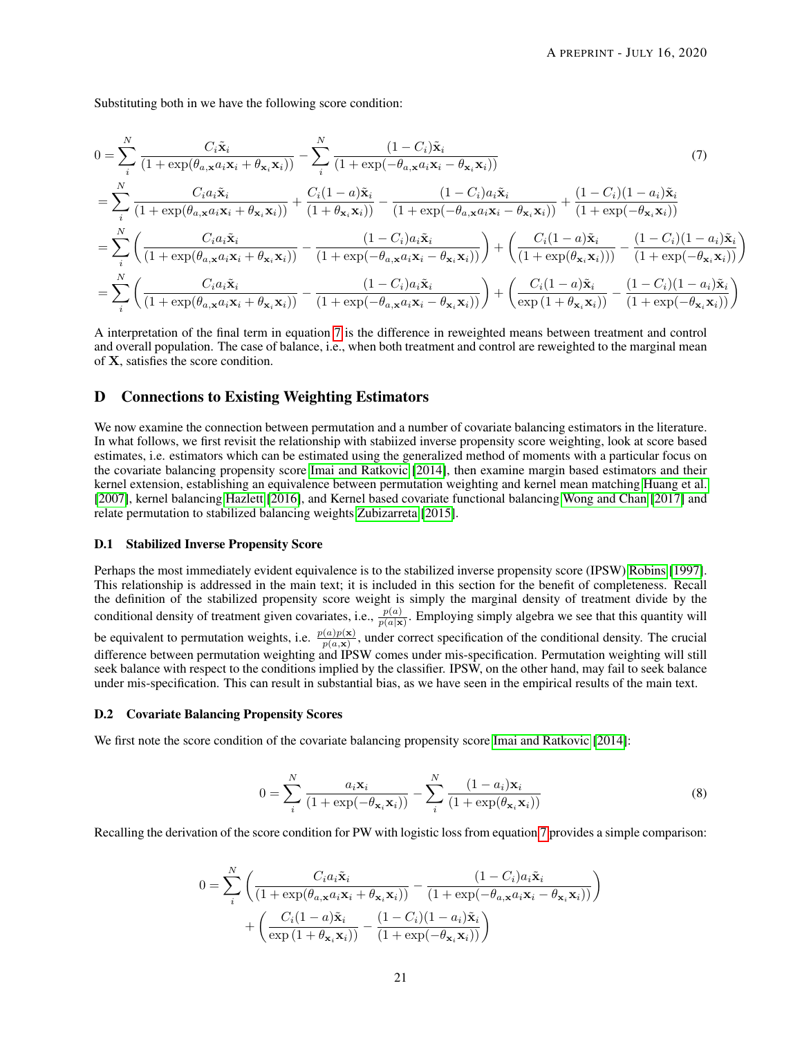Substituting both in we have the following score condition:

$$
\begin{aligned}
0 &= \sum_{i}^{N} \frac{C_i \tilde{\mathbf{x}}_i}{(1+\exp(\theta_{a,\mathbf{x}} a_i \mathbf{x}_i + \theta_{\mathbf{x}_i} \mathbf{x}_i))} - \sum_{i}^{N} \frac{(1-C_i)\tilde{\mathbf{x}}_i}{(1+\exp(-\theta_{a,\mathbf{x}} a_i \mathbf{x}_i - \theta_{\mathbf{x}_i} \mathbf{x}_i))} \\
&= \sum_{i}^{N} \frac{C_i a_i \tilde{\mathbf{x}}_i}{(1+\exp(\theta_{a,\mathbf{x}} a_i \mathbf{x}_i + \theta_{\mathbf{x}_i} \mathbf{x}_i))} + \frac{C_i(1-a)\tilde{\mathbf{x}}_i}{(1+\theta_{\mathbf{x}_i}\mathbf{x}_i))} - \frac{(1-C_i)a_i\tilde{\mathbf{x}}_i}{(1+\exp(-\theta_{a,\mathbf{x}} a_i \mathbf{x}_i - \theta_{\mathbf{x}_i} \mathbf{x}_i))} + \frac{(1-C_i)(1-a_i)\tilde{\mathbf{x}}_i}{(1+\exp(-\theta_{\mathbf{x}_i}\mathbf{x}_i))} \\
&= \sum_{i}^{N} \left( \frac{C_i a_i \tilde{\mathbf{x}}_i}{(1+\exp(\theta_{a,\mathbf{x}} a_i \mathbf{x}_i + \theta_{\mathbf{x}_i} \mathbf{x}_i))} - \frac{(1-C_i)a_i\tilde{\mathbf{x}}_i}{(1+\exp(-\theta_{a,\mathbf{x}} a_i \mathbf{x}_i - \theta_{\mathbf{x}_i} \mathbf{x}_i))} \right) + \left( \frac{C_i(1-a)\tilde{\mathbf{x}}_i}{(1+\exp(\theta_{\mathbf{x}_i}\mathbf{x}_i)))} - \frac{(1-C_i)(1-a_i)\tilde{\mathbf{x}}_i}{(1+\exp(-\theta_{\mathbf{x}_i}\mathbf{x}_i))} \right) \\
&= \sum_{i}^{N} \left( \frac{C_i a_i \tilde{\mathbf{x}}_i}{(1+\exp(\theta_{a,\mathbf{x}} a_i \mathbf{x}_i + \theta_{\mathbf{x}_i} \mathbf{x}_i))} - \frac{(1-C_i)a_i\tilde{\mathbf{x}}_i}{(1+\exp(-\theta_{a,\mathbf{x}} a_i \mathbf{x}_i - \theta_{\mathbf{x}_i} \mathbf{x}_i))} \right) + \left( \frac{C_i(1-a)\tilde{\mathbf{x}}_i}{\exp(1+\theta_{\mathbf{x}_i}\mathbf{x}_i))} - \frac{(1-C_i)(1-a_i)\tilde{\mathbf{x}}_i}{(1+\exp(-\theta_{\mathbf{x}_i}\mathbf{x}_i))} \right)
\end{aligned} \tag{7}
$$

A interpretation of the final term in equation 7 is the difference in reweighted means between treatment and control and overall population. The case of balance, i.e., when both treatment and control are reweighted to the marginal mean of $\mathbf{X}$, satisfies the score condition.

## D Connections to Existing Weighting Estimators

We now examine the connection between permutation and a number of covariate balancing estimators in the literature. In what follows, we first revisit the relationship with stabiized inverse propensity score weighting, look at score based estimates, i.e. estimators which can be estimated using the generalized method of moments with a particular focus on the covariate balancing propensity score Imai and Ratkovic [2014], then examine margin based estimators and their kernel extension, establishing an equivalence between permutation weighting and kernel mean matching Huang et al. [2007], kernel balancing Hazlett [2016], and Kernel based covariate functional balancing Wong and Chan [2017] and relate permutation to stabilized balancing weights Zubizarreta [2015].

### D.1 Stabilized Inverse Propensity Score

Perhaps the most immediately evident equivalence is to the stabilized inverse propensity score (IPSW) Robins [1997]. This relationship is addressed in the main text; it is included in this section for the benefit of completeness. Recall the definition of the stabilized propensity score weight is simply the marginal density of treatment divide by the conditional density of treatment given covariates, i.e., $\frac{p(a)}{p(a|\mathbf{x})}$. Employing simply algebra we see that this quantity will be equivalent to permutation weights, i.e. $\frac{p(a)p(\mathbf{x})}{p(a,\mathbf{x})}$, under correct specification of the conditional density. The crucial difference between permutation weighting and IPSW comes under mis-specification. Permutation weighting will still seek balance with respect to the conditions implied by the classifier. IPSW, on the other hand, may fail to seek balance under mis-specification. This can result in substantial bias, as we have seen in the empirical results of the main text.

### D.2 Covariate Balancing Propensity Scores

We first note the score condition of the covariate balancing propensity score Imai and Ratkovic [2014]:

$$
0 = \sum_{i}^{N} \frac{a_i \mathbf{x}_i}{(1+\exp(-\theta_{\mathbf{x}_i}\mathbf{x}_i))} - \sum_{i}^{N} \frac{(1-a_i)\mathbf{x}_i}{(1+\exp(\theta_{\mathbf{x}_i}\mathbf{x}_i))} \tag{8}
$$

Recalling the derivation of the score condition for PW with logistic loss from equation 7 provides a simple comparison:

$$
\begin{aligned}
0 = \sum_{i}^{N} &\left( \frac{C_i a_i \tilde{\mathbf{x}}_i}{(1+\exp(\theta_{a,\mathbf{x}} a_i \mathbf{x}_i + \theta_{\mathbf{x}_i} \mathbf{x}_i))} - \frac{(1-C_i)a_i\tilde{\mathbf{x}}_i}{(1+\exp(-\theta_{a,\mathbf{x}} a_i \mathbf{x}_i - \theta_{\mathbf{x}_i} \mathbf{x}_i))} \right) \\
&+ \left( \frac{C_i(1-a)\tilde{\mathbf{x}}_i}{\exp(1+\theta_{\mathbf{x}_i}\mathbf{x}_i))} - \frac{(1-C_i)(1-a_i)\tilde{\mathbf{x}}_i}{(1+\exp(-\theta_{\mathbf{x}_i}\mathbf{x}_i))} \right)
\end{aligned}
$$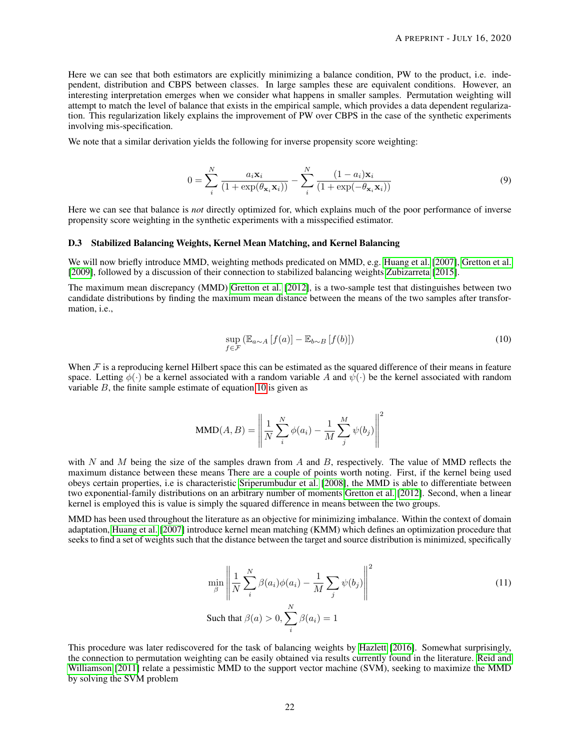Here we can see that both estimators are explicitly minimizing a balance condition, PW to the product, i.e. independent, distribution and CBPS between classes. In large samples these are equivalent conditions. However, an interesting interpretation emerges when we consider what happens in smaller samples. Permutation weighting will attempt to match the level of balance that exists in the empirical sample, which provides a data dependent regularization. This regularization likely explains the improvement of PW over CBPS in the case of the synthetic experiments involving mis-specification.

We note that a similar derivation yields the following for inverse propensity score weighting:

$$0 = \sum_{i}^{N} \frac{a_i \mathbf{x}_i}{(1 + \exp(\theta_{\mathbf{x}_i} \mathbf{x}_i))} - \sum_{i}^{N} \frac{(1 - a_i)\mathbf{x}_i}{(1 + \exp(-\theta_{\mathbf{x}_i} \mathbf{x}_i))} \tag{9}$$

Here we can see that balance is *not* directly optimized for, which explains much of the poor performance of inverse propensity score weighting in the synthetic experiments with a misspecified estimator.

### D.3 Stabilized Balancing Weights, Kernel Mean Matching, and Kernel Balancing

We will now briefly introduce MMD, weighting methods predicated on MMD, e.g. Huang et al. [2007], Gretton et al. [2009], followed by a discussion of their connection to stabilized balancing weights Zubizarreta [2015].

The maximum mean discrepancy (MMD) Gretton et al. [2012], is a two-sample test that distinguishes between two candidate distributions by finding the maximum mean distance between the means of the two samples after transformation, i.e.,

$$\sup_{f \in \mathcal{F}} \left( \mathbb{E}_{a \sim A}\left[f(a)\right] - \mathbb{E}_{b \sim B}\left[f(b)\right] \right) \tag{10}$$

When $\mathcal{F}$ is a reproducing kernel Hilbert space this can be estimated as the squared difference of their means in feature space. Letting $\phi(\cdot)$ be a kernel associated with a random variable $A$ and $\psi(\cdot)$ be the kernel associated with random variable $B$, the finite sample estimate of equation 10 is given as

$$\text{MMD}(A, B) = \left\| \frac{1}{N} \sum_{i}^{N} \phi(a_i) - \frac{1}{M} \sum_{j}^{M} \psi(b_j) \right\|^2$$

with $N$ and $M$ being the size of the samples drawn from $A$ and $B$, respectively. The value of MMD reflects the maximum distance between these means There are a couple of points worth noting. First, if the kernel being used obeys certain properties, i.e is characteristic Sriperumbudur et al. [2008], the MMD is able to differentiate between two exponential-family distributions on an arbitrary number of moments Gretton et al. [2012]. Second, when a linear kernel is employed this is value is simply the squared difference in means between the two groups.

MMD has been used throughout the literature as an objective for minimizing imbalance. Within the context of domain adaptation, Huang et al. [2007] introduce kernel mean matching (KMM) which defines an optimization procedure that seeks to find a set of weights such that the distance between the target and source distribution is minimized, specifically

$$\min_{\beta} \left\| \frac{1}{N} \sum_{i}^{N} \beta(a_i)\phi(a_i) - \frac{1}{M} \sum_{j} \psi(b_j) \right\|^2 \tag{11}$$
$$\text{Such that } \beta(a) > 0, \sum_{i}^{N} \beta(a_i) = 1$$

This procedure was later rediscovered for the task of balancing weights by Hazlett [2016]. Somewhat surprisingly, the connection to permutation weighting can be easily obtained via results currently found in the literature. Reid and Williamson [2011] relate a pessimistic MMD to the support vector machine (SVM), seeking to maximize the MMD by solving the SVM problem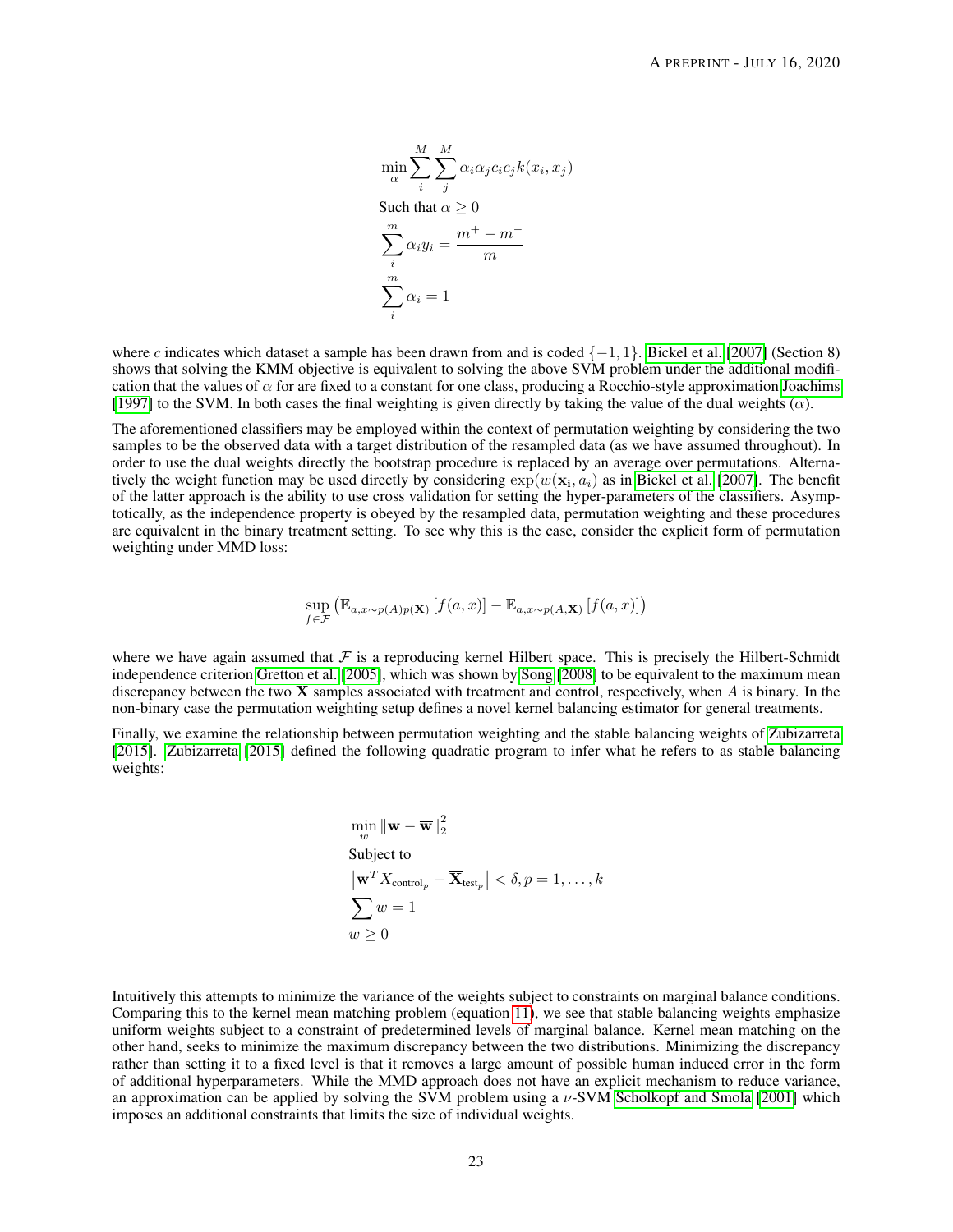$$
\begin{aligned}
&\min_{\alpha} \sum_{i}^{M} \sum_{j}^{M} \alpha_i \alpha_j c_i c_j k(x_i, x_j) \\
&\text{Such that } \alpha \geq 0 \\
&\sum_{i}^{m} \alpha_i y_i = \frac{m^+ - m^-}{m} \\
&\sum_{i}^{m} \alpha_i = 1
\end{aligned}
$$

where $c$ indicates which dataset a sample has been drawn from and is coded $\{-1, 1\}$. Bickel et al. [2007] (Section 8) shows that solving the KMM objective is equivalent to solving the above SVM problem under the additional modification that the values of $\alpha$ for are fixed to a constant for one class, producing a Rocchio-style approximation Joachims [1997] to the SVM. In both cases the final weighting is given directly by taking the value of the dual weights ($\alpha$).

The aforementioned classifiers may be employed within the context of permutation weighting by considering the two samples to be the observed data with a target distribution of the resampled data (as we have assumed throughout). In order to use the dual weights directly the bootstrap procedure is replaced by an average over permutations. Alternatively the weight function may be used directly by considering $\exp(w(\mathbf{x_i}, a_i)$ as in Bickel et al. [2007]. The benefit of the latter approach is the ability to use cross validation for setting the hyper-parameters of the classifiers. Asymptotically, as the independence property is obeyed by the resampled data, permutation weighting and these procedures are equivalent in the binary treatment setting. To see why this is the case, consider the explicit form of permutation weighting under MMD loss:

$$
\sup_{f \in \mathcal{F}} \left( \mathbb{E}_{a,x \sim p(A)p(\mathbf{X})} \left[ f(a, x) \right] - \mathbb{E}_{a,x \sim p(A, \mathbf{X})} \left[ f(a, x) \right] \right)
$$

where we have again assumed that $\mathcal{F}$ is a reproducing kernel Hilbert space. This is precisely the Hilbert-Schmidt independence criterion Gretton et al. [2005], which was shown by Song [2008] to be equivalent to the maximum mean discrepancy between the two $\mathbf{X}$ samples associated with treatment and control, respectively, when $A$ is binary. In the non-binary case the permutation weighting setup defines a novel kernel balancing estimator for general treatments.

Finally, we examine the relationship between permutation weighting and the stable balancing weights of Zubizarreta [2015]. Zubizarreta [2015] defined the following quadratic program to infer what he refers to as stable balancing weights:

$$
\begin{aligned}
&\min_{w} \left\| \mathbf{w} - \overline{\mathbf{w}} \right\|_2^2 \\
&\text{Subject to} \\
&\left| \mathbf{w}^T X_{\text{control}_p} - \overline{\mathbf{X}}_{\text{test}_p} \right| < \delta, p = 1, \ldots, k \\
&\sum w = 1 \\
&w \geq 0
\end{aligned}
$$

Intuitively this attempts to minimize the variance of the weights subject to constraints on marginal balance conditions. Comparing this to the kernel mean matching problem (equation 11), we see that stable balancing weights emphasize uniform weights subject to a constraint of predetermined levels of marginal balance. Kernel mean matching on the other hand, seeks to minimize the maximum discrepancy between the two distributions. Minimizing the discrepancy rather than setting it to a fixed level is that it removes a large amount of possible human induced error in the form of additional hyperparameters. While the MMD approach does not have an explicit mechanism to reduce variance, an approximation can be applied by solving the SVM problem using a $\nu$-SVM Scholkopf and Smola [2001] which imposes an additional constraints that limits the size of individual weights.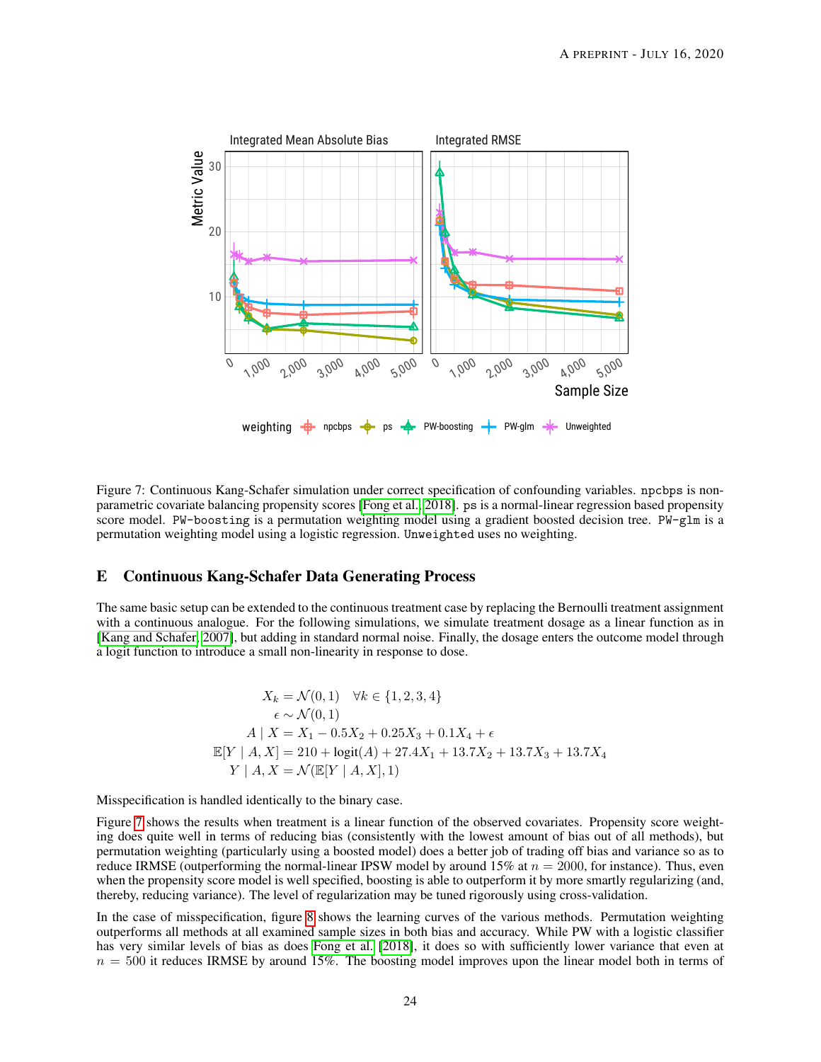Figure 7: Continuous Kang-Schafer simulation under correct specification of confounding variables. `npcbps` is non-parametric covariate balancing propensity scores [Fong et al., 2018]. `ps` is a normal-linear regression based propensity score model. `PW-boosting` is a permutation weighting model using a gradient boosted decision tree. `PW-glm` is a permutation weighting model using a logistic regression. `Unweighted` uses no weighting.

## E Continuous Kang-Schafer Data Generating Process

The same basic setup can be extended to the continuous treatment case by replacing the Bernoulli treatment assignment with a continuous analogue. For the following simulations, we simulate treatment dosage as a linear function as in [Kang and Schafer, 2007], but adding in standard normal noise. Finally, the dosage enters the outcome model through a logit function to introduce a small non-linearity in response to dose.

$$
\begin{aligned}
X_k &= \mathcal{N}(0,1) \quad \forall k \in \{1,2,3,4\} \\
\epsilon &\sim \mathcal{N}(0,1) \\
A \mid X &= X_1 - 0.5X_2 + 0.25X_3 + 0.1X_4 + \epsilon \\
\mathbb{E}[Y \mid A, X] &= 210 + \text{logit}(A) + 27.4X_1 + 13.7X_2 + 13.7X_3 + 13.7X_4 \\
Y \mid A, X &= \mathcal{N}(\mathbb{E}[Y \mid A, X], 1)
\end{aligned}
$$

Misspecification is handled identically to the binary case.

Figure 7 shows the results when treatment is a linear function of the observed covariates. Propensity score weighting does quite well in terms of reducing bias (consistently with the lowest amount of bias out of all methods), but permutation weighting (particularly using a boosted model) does a better job of trading off bias and variance so as to reduce IRMSE (outperforming the normal-linear IPSW model by around 15% at $n = 2000$, for instance). Thus, even when the propensity score model is well specified, boosting is able to outperform it by more smartly regularizing (and, thereby, reducing variance). The level of regularization may be tuned rigorously using cross-validation.

In the case of misspecification, figure 8 shows the learning curves of the various methods. Permutation weighting outperforms all methods at all examined sample sizes in both bias and accuracy. While PW with a logistic classifier has very similar levels of bias as does Fong et al. [2018], it does so with sufficiently lower variance that even at $n = 500$ it reduces IRMSE by around 15%. The boosting model improves upon the linear model both in terms of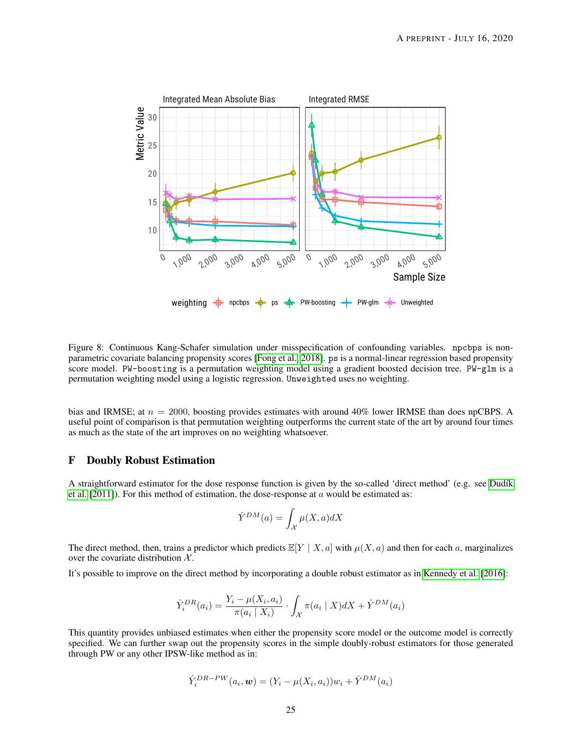Figure 8: Continuous Kang-Schafer simulation under misspecification of confounding variables. `npcbps` is non-parametric covariate balancing propensity scores [Fong et al., 2018]. `ps` is a normal-linear regression based propensity score model. `PW-boosting` is a permutation weighting model using a gradient boosted decision tree. `PW-glm` is a permutation weighting model using a logistic regression. `Unweighted` uses no weighting.

bias and IRMSE; at $n = 2000$, boosting provides estimates with around 40% lower IRMSE than does npCBPS. A useful point of comparison is that permutation weighting outperforms the current state of the art by around four times as much as the state of the art improves on no weighting whatsoever.

## F Doubly Robust Estimation

A straightforward estimator for the dose response function is given by the so-called 'direct method' (e.g. see Dudík et al. [2011]). For this method of estimation, the dose-response at $a$ would be estimated as:

$$\hat{Y}^{DM}(a) = \int_{\mathcal{X}} \mu(X, a) dX$$

The direct method, then, trains a predictor which predicts $\mathbb{E}[Y \mid X, a]$ with $\mu(X, a)$ and then for each $a$, marginalizes over the covariate distribution $\mathcal{X}$.

It's possible to improve on the direct method by incorporating a double robust estimator as in Kennedy et al. [2016]:

$$\hat{Y}_i^{DR}(a_i) = \frac{Y_i - \mu(X_i, a_i)}{\pi(a_i \mid X_i)} \cdot \int_{\mathcal{X}} \pi(a_i \mid X) dX + \hat{Y}^{DM}(a_i)$$

This quantity provides unbiased estimates when either the propensity score model or the outcome model is correctly specified. We can further swap out the propensity scores in the simple doubly-robust estimators for those generated through PW or any other IPSW-like method as in:

$$\hat{Y}_i^{DR-PW}(a_i, \boldsymbol{w}) = (Y_i - \mu(X_i, a_i)) w_i + \hat{Y}^{DM}(a_i)$$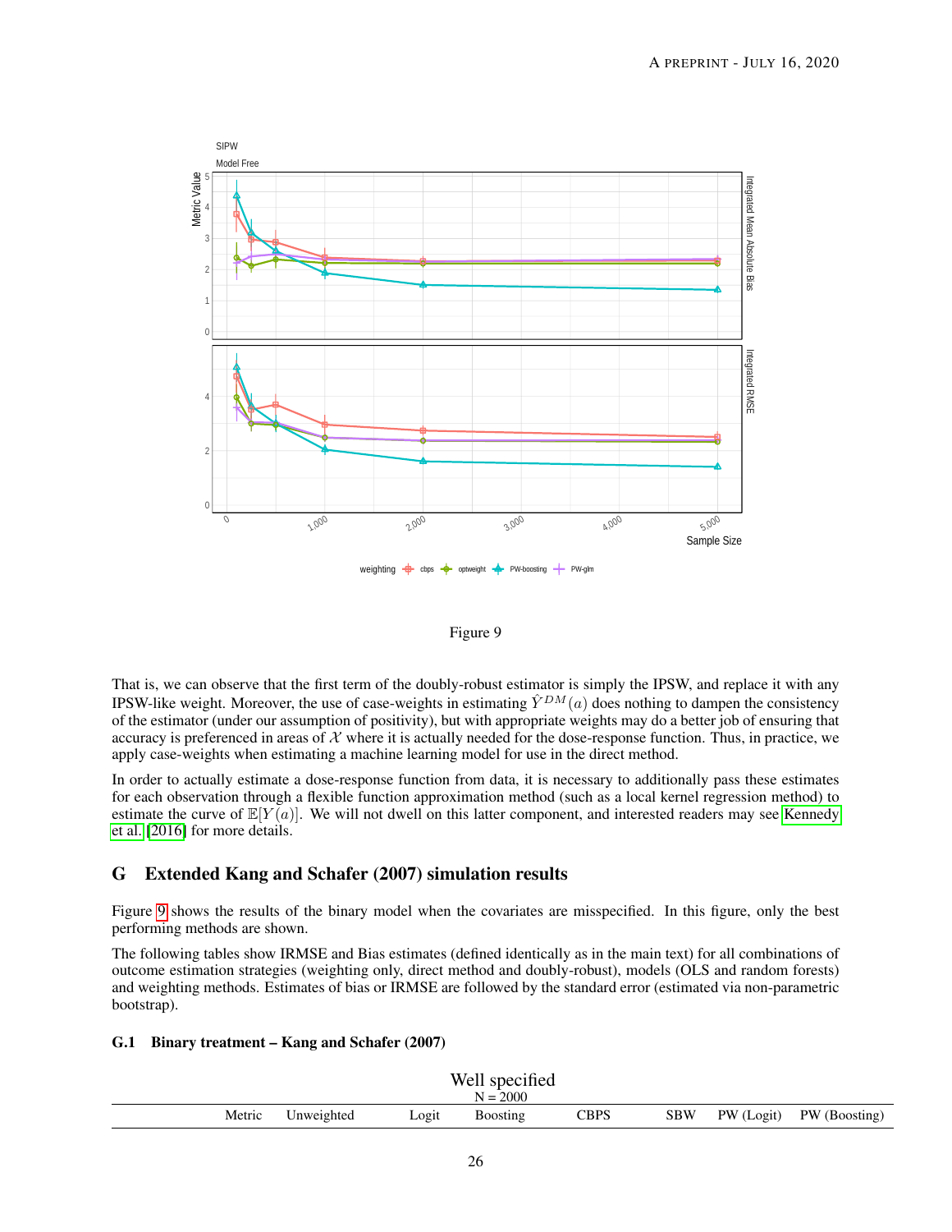Figure 9

That is, we can observe that the first term of the doubly-robust estimator is simply the IPSW, and replace it with any IPSW-like weight. Moreover, the use of case-weights in estimating $\hat{Y}^{DM}(a)$ does nothing to dampen the consistency of the estimator (under our assumption of positivity), but with appropriate weights may do a better job of ensuring that accuracy is preferenced in areas of $\mathcal{X}$ where it is actually needed for the dose-response function. Thus, in practice, we apply case-weights when estimating a machine learning model for use in the direct method.

In order to actually estimate a dose-response function from data, it is necessary to additionally pass these estimates for each observation through a flexible function approximation method (such as a local kernel regression method) to estimate the curve of $\mathbb{E}[Y(a)]$. We will not dwell on this latter component, and interested readers may see Kennedy et al. [2016] for more details.

## G Extended Kang and Schafer (2007) simulation results

Figure 9 shows the results of the binary model when the covariates are misspecified. In this figure, only the best performing methods are shown.

The following tables show IRMSE and Bias estimates (defined identically as in the main text) for all combinations of outcome estimation strategies (weighting only, direct method and doubly-robust), models (OLS and random forests) and weighting methods. Estimates of bias or IRMSE are followed by the standard error (estimated via non-parametric bootstrap).

### G.1 Binary treatment – Kang and Schafer (2007)

Well specified
N = 2000

| | Metric | Unweighted | Logit | Boosting | CBPS | SBW | PW (Logit) | PW (Boosting) |
|---|---|---|---|---|---|---|---|---|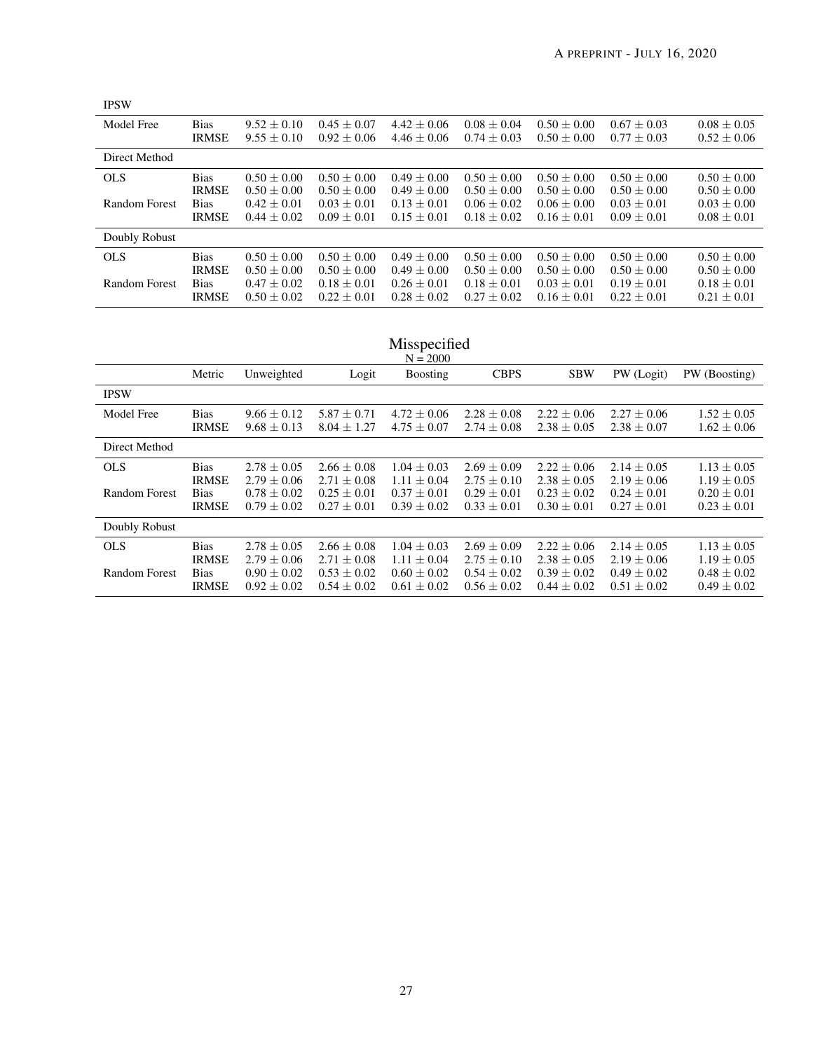| | | | | | | | | |
|---|---|---|---|---|---|---|---|---|
| IPSW | | | | | | | | |
| Model Free | Bias | $9.52 \pm 0.10$ | $0.45 \pm 0.07$ | $4.42 \pm 0.06$ | $0.08 \pm 0.04$ | $0.50 \pm 0.00$ | $0.67 \pm 0.03$ | $0.08 \pm 0.05$ |
| | IRMSE | $9.55 \pm 0.10$ | $0.92 \pm 0.06$ | $4.46 \pm 0.06$ | $0.74 \pm 0.03$ | $0.50 \pm 0.00$ | $0.77 \pm 0.03$ | $0.52 \pm 0.06$ |
| Direct Method | | | | | | | | |
| OLS | Bias | $0.50 \pm 0.00$ | $0.50 \pm 0.00$ | $0.49 \pm 0.00$ | $0.50 \pm 0.00$ | $0.50 \pm 0.00$ | $0.50 \pm 0.00$ | $0.50 \pm 0.00$ |
| | IRMSE | $0.50 \pm 0.00$ | $0.50 \pm 0.00$ | $0.49 \pm 0.00$ | $0.50 \pm 0.00$ | $0.50 \pm 0.00$ | $0.50 \pm 0.00$ | $0.50 \pm 0.00$ |
| Random Forest | Bias | $0.42 \pm 0.01$ | $0.03 \pm 0.01$ | $0.13 \pm 0.01$ | $0.06 \pm 0.02$ | $0.06 \pm 0.00$ | $0.03 \pm 0.01$ | $0.03 \pm 0.00$ |
| | IRMSE | $0.44 \pm 0.02$ | $0.09 \pm 0.01$ | $0.15 \pm 0.01$ | $0.18 \pm 0.02$ | $0.16 \pm 0.01$ | $0.09 \pm 0.01$ | $0.08 \pm 0.01$ |
| Doubly Robust | | | | | | | | |
| OLS | Bias | $0.50 \pm 0.00$ | $0.50 \pm 0.00$ | $0.49 \pm 0.00$ | $0.50 \pm 0.00$ | $0.50 \pm 0.00$ | $0.50 \pm 0.00$ | $0.50 \pm 0.00$ |
| | IRMSE | $0.50 \pm 0.00$ | $0.50 \pm 0.00$ | $0.49 \pm 0.00$ | $0.50 \pm 0.00$ | $0.50 \pm 0.00$ | $0.50 \pm 0.00$ | $0.50 \pm 0.00$ |
| Random Forest | Bias | $0.47 \pm 0.02$ | $0.18 \pm 0.01$ | $0.26 \pm 0.01$ | $0.18 \pm 0.01$ | $0.03 \pm 0.01$ | $0.19 \pm 0.01$ | $0.18 \pm 0.01$ |
| | IRMSE | $0.50 \pm 0.02$ | $0.22 \pm 0.01$ | $0.28 \pm 0.02$ | $0.27 \pm 0.02$ | $0.16 \pm 0.01$ | $0.22 \pm 0.01$ | $0.21 \pm 0.01$ |

Misspecified
N = 2000

| | Metric | Unweighted | Logit | Boosting | CBPS | SBW | PW (Logit) | PW (Boosting) |
|---|---|---|---|---|---|---|---|---|
| IPSW | | | | | | | | |
| Model Free | Bias | $9.66 \pm 0.12$ | $5.87 \pm 0.71$ | $4.72 \pm 0.06$ | $2.28 \pm 0.08$ | $2.22 \pm 0.06$ | $2.27 \pm 0.06$ | $1.52 \pm 0.05$ |
| | IRMSE | $9.68 \pm 0.13$ | $8.04 \pm 1.27$ | $4.75 \pm 0.07$ | $2.74 \pm 0.08$ | $2.38 \pm 0.05$ | $2.38 \pm 0.07$ | $1.62 \pm 0.06$ |
| Direct Method | | | | | | | | |
| OLS | Bias | $2.78 \pm 0.05$ | $2.66 \pm 0.08$ | $1.04 \pm 0.03$ | $2.69 \pm 0.09$ | $2.22 \pm 0.06$ | $2.14 \pm 0.05$ | $1.13 \pm 0.05$ |
| | IRMSE | $2.79 \pm 0.06$ | $2.71 \pm 0.08$ | $1.11 \pm 0.04$ | $2.75 \pm 0.10$ | $2.38 \pm 0.05$ | $2.19 \pm 0.06$ | $1.19 \pm 0.05$ |
| Random Forest | Bias | $0.78 \pm 0.02$ | $0.25 \pm 0.01$ | $0.37 \pm 0.01$ | $0.29 \pm 0.01$ | $0.23 \pm 0.02$ | $0.24 \pm 0.01$ | $0.20 \pm 0.01$ |
| | IRMSE | $0.79 \pm 0.02$ | $0.27 \pm 0.01$ | $0.39 \pm 0.02$ | $0.33 \pm 0.01$ | $0.30 \pm 0.01$ | $0.27 \pm 0.01$ | $0.23 \pm 0.01$ |
| Doubly Robust | | | | | | | | |
| OLS | Bias | $2.78 \pm 0.05$ | $2.66 \pm 0.08$ | $1.04 \pm 0.03$ | $2.69 \pm 0.09$ | $2.22 \pm 0.06$ | $2.14 \pm 0.05$ | $1.13 \pm 0.05$ |
| | IRMSE | $2.79 \pm 0.06$ | $2.71 \pm 0.08$ | $1.11 \pm 0.04$ | $2.75 \pm 0.10$ | $2.38 \pm 0.05$ | $2.19 \pm 0.06$ | $1.19 \pm 0.05$ |
| Random Forest | Bias | $0.90 \pm 0.02$ | $0.53 \pm 0.02$ | $0.60 \pm 0.02$ | $0.54 \pm 0.02$ | $0.39 \pm 0.02$ | $0.49 \pm 0.02$ | $0.48 \pm 0.02$ |
| | IRMSE | $0.92 \pm 0.02$ | $0.54 \pm 0.02$ | $0.61 \pm 0.02$ | $0.56 \pm 0.02$ | $0.44 \pm 0.02$ | $0.51 \pm 0.02$ | $0.49 \pm 0.02$ |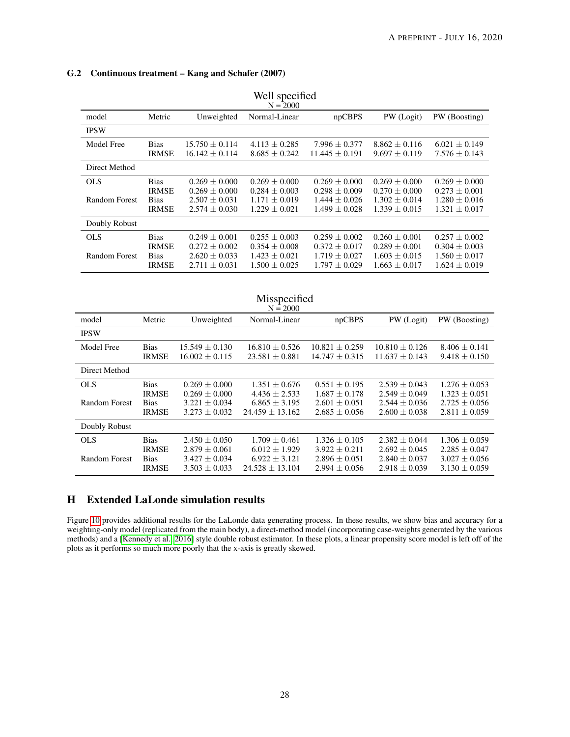### G.2 Continuous treatment – Kang and Schafer (2007)

Well specified
N = 2000

| model | Metric | Unweighted | Normal-Linear | npCBPS | PW (Logit) | PW (Boosting) |
|---|---|---|---|---|---|---|
| IPSW | | | | | | |
| Model Free | Bias | $15.750 \pm 0.114$ | $4.113 \pm 0.285$ | $7.996 \pm 0.377$ | $8.862 \pm 0.116$ | $6.021 \pm 0.149$ |
| | IRMSE | $16.142 \pm 0.114$ | $8.685 \pm 0.242$ | $11.445 \pm 0.191$ | $9.697 \pm 0.119$ | $7.576 \pm 0.143$ |
| Direct Method | | | | | | |
| OLS | Bias | $0.269 \pm 0.000$ | $0.269 \pm 0.000$ | $0.269 \pm 0.000$ | $0.269 \pm 0.000$ | $0.269 \pm 0.000$ |
| | IRMSE | $0.269 \pm 0.000$ | $0.284 \pm 0.003$ | $0.298 \pm 0.009$ | $0.270 \pm 0.000$ | $0.273 \pm 0.001$ |
| Random Forest | Bias | $2.507 \pm 0.031$ | $1.171 \pm 0.019$ | $1.444 \pm 0.026$ | $1.302 \pm 0.014$ | $1.280 \pm 0.016$ |
| | IRMSE | $2.574 \pm 0.030$ | $1.229 \pm 0.021$ | $1.499 \pm 0.028$ | $1.339 \pm 0.015$ | $1.321 \pm 0.017$ |
| Doubly Robust | | | | | | |
| OLS | Bias | $0.249 \pm 0.001$ | $0.255 \pm 0.003$ | $0.259 \pm 0.002$ | $0.260 \pm 0.001$ | $0.257 \pm 0.002$ |
| | IRMSE | $0.272 \pm 0.002$ | $0.354 \pm 0.008$ | $0.372 \pm 0.017$ | $0.289 \pm 0.001$ | $0.304 \pm 0.003$ |
| Random Forest | Bias | $2.620 \pm 0.033$ | $1.423 \pm 0.021$ | $1.719 \pm 0.027$ | $1.603 \pm 0.015$ | $1.560 \pm 0.017$ |
| | IRMSE | $2.711 \pm 0.031$ | $1.500 \pm 0.025$ | $1.797 \pm 0.029$ | $1.663 \pm 0.017$ | $1.624 \pm 0.019$ |

Misspecified
N = 2000

| model | Metric | Unweighted | Normal-Linear | npCBPS | PW (Logit) | PW (Boosting) |
|---|---|---|---|---|---|---|
| IPSW | | | | | | |
| Model Free | Bias | $15.549 \pm 0.130$ | $16.810 \pm 0.526$ | $10.821 \pm 0.259$ | $10.810 \pm 0.126$ | $8.406 \pm 0.141$ |
| | IRMSE | $16.002 \pm 0.115$ | $23.581 \pm 0.881$ | $14.747 \pm 0.315$ | $11.637 \pm 0.143$ | $9.418 \pm 0.150$ |
| Direct Method | | | | | | |
| OLS | Bias | $0.269 \pm 0.000$ | $1.351 \pm 0.676$ | $0.551 \pm 0.195$ | $2.539 \pm 0.043$ | $1.276 \pm 0.053$ |
| | IRMSE | $0.269 \pm 0.000$ | $4.436 \pm 2.533$ | $1.687 \pm 0.178$ | $2.549 \pm 0.049$ | $1.323 \pm 0.051$ |
| Random Forest | Bias | $3.221 \pm 0.034$ | $6.865 \pm 3.195$ | $2.601 \pm 0.051$ | $2.544 \pm 0.036$ | $2.725 \pm 0.056$ |
| | IRMSE | $3.273 \pm 0.032$ | $24.459 \pm 13.162$ | $2.685 \pm 0.056$ | $2.600 \pm 0.038$ | $2.811 \pm 0.059$ |
| Doubly Robust | | | | | | |
| OLS | Bias | $2.450 \pm 0.050$ | $1.709 \pm 0.461$ | $1.326 \pm 0.105$ | $2.382 \pm 0.044$ | $1.306 \pm 0.059$ |
| | IRMSE | $2.879 \pm 0.061$ | $6.012 \pm 1.929$ | $3.922 \pm 0.211$ | $2.692 \pm 0.045$ | $2.285 \pm 0.047$ |
| Random Forest | Bias | $3.427 \pm 0.034$ | $6.922 \pm 3.121$ | $2.896 \pm 0.051$ | $2.840 \pm 0.037$ | $3.027 \pm 0.056$ |
| | IRMSE | $3.503 \pm 0.033$ | $24.528 \pm 13.104$ | $2.994 \pm 0.056$ | $2.918 \pm 0.039$ | $3.130 \pm 0.059$ |

## H Extended LaLonde simulation results

Figure 10 provides additional results for the LaLonde data generating process. In these results, we show bias and accuracy for a weighting-only model (replicated from the main body), a direct-method model (incorporating case-weights generated by the various methods) and a [Kennedy et al., 2016] style double robust estimator. In these plots, a linear propensity score model is left off of the plots as it performs so much more poorly that the x-axis is greatly skewed.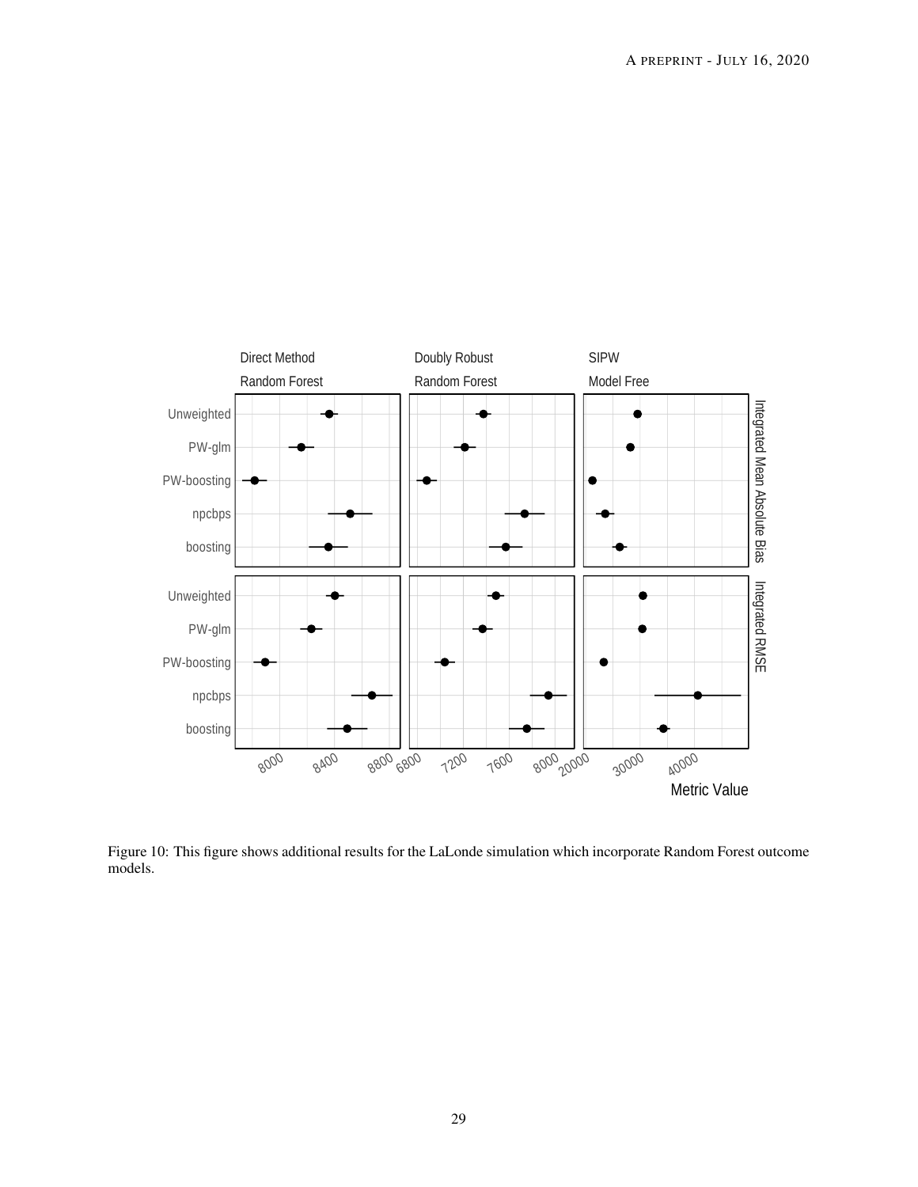Direct Method
Random Forest

Doubly Robust
Random Forest

SIPW
Model Free

Integrated Mean Absolute Bias

Integrated RMSE

Unweighted
PW-glm
PW-boosting
npcbps
boosting

Unweighted
PW-glm
PW-boosting
npcbps
boosting

8000 8400 8800

6800 7200 7600 8000

20000 30000 40000

Metric Value

Figure 10: This figure shows additional results for the LaLonde simulation which incorporate Random Forest outcome models.